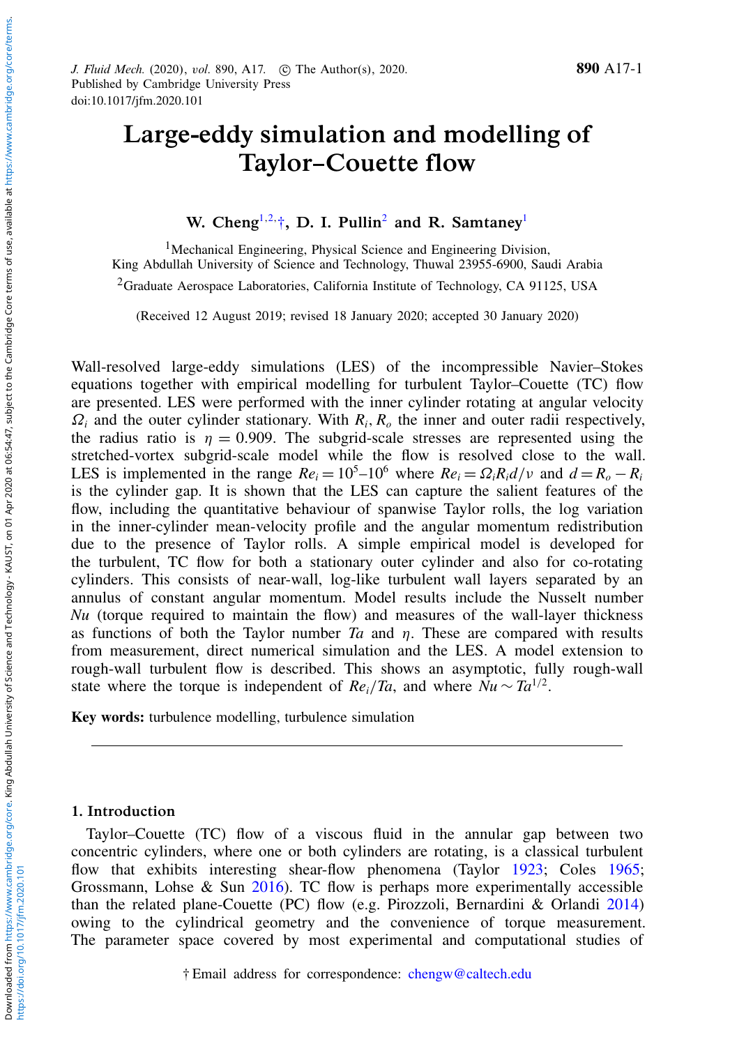# Large-eddy simulation and modelling of Taylor–Couette flow

**W. Cheng[1,2,†], D. I. Pullin[2] and R. Samtaney[1]**

[1]Mechanical Engineering, Physical Science and Engineering Division, King Abdullah University of Science and Technology, Thuwal 23955-6900, Saudi Arabia

[2]Graduate Aerospace Laboratories, California Institute of Technology, CA 91125, USA

(Received 12 August 2019; revised 18 January 2020; accepted 30 January 2020)

Wall-resolved large-eddy simulations (LES) of the incompressible Navier–Stokes equations together with empirical modelling for turbulent Taylor–Couette (TC) flow are presented. LES were performed with the inner cylinder rotating at angular velocity $\Omega_i$ and the outer cylinder stationary. With $R_i$, $R_o$ the inner and outer radii respectively, the radius ratio is $\eta = 0.909$. The subgrid-scale stresses are represented using the stretched-vortex subgrid-scale model while the flow is resolved close to the wall. LES is implemented in the range $Re_i = 10^5$–$10^6$ where $Re_i = \Omega_i R_i d/\nu$ and $d = R_o - R_i$ is the cylinder gap. It is shown that the LES can capture the salient features of the flow, including the quantitative behaviour of spanwise Taylor rolls, the log variation in the inner-cylinder mean-velocity profile and the angular momentum redistribution due to the presence of Taylor rolls. A simple empirical model is developed for the turbulent, TC flow for both a stationary outer cylinder and also for co-rotating cylinders. This consists of near-wall, log-like turbulent wall layers separated by an annulus of constant angular momentum. Model results include the Nusselt number $Nu$ (torque required to maintain the flow) and measures of the wall-layer thickness as functions of both the Taylor number $Ta$ and $\eta$. These are compared with results from measurement, direct numerical simulation and the LES. A model extension to rough-wall turbulent flow is described. This shows an asymptotic, fully rough-wall state where the torque is independent of $Re_i/Ta$, and where $Nu \sim Ta^{1/2}$.

**Key words:** turbulence modelling, turbulence simulation

---

## 1. Introduction

Taylor–Couette (TC) flow of a viscous fluid in the annular gap between two concentric cylinders, where one or both cylinders are rotating, is a classical turbulent flow that exhibits interesting shear-flow phenomena (Taylor 1923; Coles 1965; Grossmann, Lohse & Sun 2016). TC flow is perhaps more experimentally accessible than the related plane-Couette (PC) flow (e.g. Pirozzoli, Bernardini & Orlandi 2014) owing to the cylindrical geometry and the convenience of torque measurement. The parameter space covered by most experimental and computational studies of

† Email address for correspondence: chengw@caltech.edu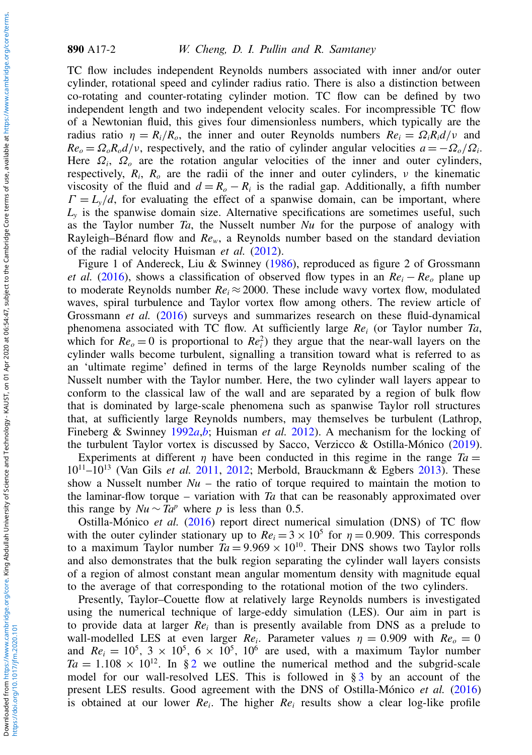TC flow includes independent Reynolds numbers associated with inner and/or outer cylinder, rotational speed and cylinder radius ratio. There is also a distinction between co-rotating and counter-rotating cylinder motion. TC flow can be defined by two independent length and two independent velocity scales. For incompressible TC flow of a Newtonian fluid, this gives four dimensionless numbers, which typically are the radius ratio $\eta = R_i/R_o$, the inner and outer Reynolds numbers $Re_i = \Omega_i R_i d/\nu$ and $Re_o = \Omega_o R_o d/\nu$, respectively, and the ratio of cylinder angular velocities $a = -\Omega_o/\Omega_i$. Here $\Omega_i$, $\Omega_o$ are the rotation angular velocities of the inner and outer cylinders, respectively, $R_i$, $R_o$ are the radii of the inner and outer cylinders, $\nu$ the kinematic viscosity of the fluid and $d = R_o - R_i$ is the radial gap. Additionally, a fifth number $\Gamma = L_y/d$, for evaluating the effect of a spanwise domain, can be important, where $L_y$ is the spanwise domain size. Alternative specifications are sometimes useful, such as the Taylor number $Ta$, the Nusselt number $Nu$ for the purpose of analogy with Rayleigh–Bénard flow and $Re_w$, a Reynolds number based on the standard deviation of the radial velocity Huisman *et al.* (2012).

Figure 1 of Andereck, Liu & Swinney (1986), reproduced as figure 2 of Grossmann *et al.* (2016), shows a classification of observed flow types in an $Re_i - Re_o$ plane up to moderate Reynolds number $Re_i \approx 2000$. These include wavy vortex flow, modulated waves, spiral turbulence and Taylor vortex flow among others. The review article of Grossmann *et al.* (2016) surveys and summarizes research on these fluid-dynamical phenomena associated with TC flow. At sufficiently large $Re_i$ (or Taylor number $Ta$, which for $Re_o = 0$ is proportional to $Re_i^2$) they argue that the near-wall layers on the cylinder walls become turbulent, signalling a transition toward what is referred to as an 'ultimate regime' defined in terms of the large Reynolds number scaling of the Nusselt number with the Taylor number. Here, the two cylinder wall layers appear to conform to the classical law of the wall and are separated by a region of bulk flow that is dominated by large-scale phenomena such as spanwise Taylor roll structures that, at sufficiently large Reynolds numbers, may themselves be turbulent (Lathrop, Fineberg & Swinney 1992*a*,*b*; Huisman *et al.* 2012). A mechanism for the locking of the turbulent Taylor vortex is discussed by Sacco, Verzicco & Ostilla-Mónico (2019).

Experiments at different $\eta$ have been conducted in this regime in the range $Ta = 10^{11}$–$10^{13}$ (Van Gils *et al.* 2011, 2012; Merbold, Brauckmann & Egbers 2013). These show a Nusselt number $Nu$ – the ratio of torque required to maintain the motion to the laminar-flow torque – variation with $Ta$ that can be reasonably approximated over this range by $Nu \sim Ta^p$ where $p$ is less than 0.5.

Ostilla-Mónico *et al.* (2016) report direct numerical simulation (DNS) of TC flow with the outer cylinder stationary up to $Re_i = 3 \times 10^5$ for $\eta = 0.909$. This corresponds to a maximum Taylor number $Ta = 9.969 \times 10^{10}$. Their DNS shows two Taylor rolls and also demonstrates that the bulk region separating the cylinder wall layers consists of a region of almost constant mean angular momentum density with magnitude equal to the average of that corresponding to the rotational motion of the two cylinders.

Presently, Taylor–Couette flow at relatively large Reynolds numbers is investigated using the numerical technique of large-eddy simulation (LES). Our aim in part is to provide data at larger $Re_i$ than is presently available from DNS as a prelude to wall-modelled LES at even larger $Re_i$. Parameter values $\eta = 0.909$ with $Re_o = 0$ and $Re_i = 10^5$, $3 \times 10^5$, $6 \times 10^5$, $10^6$ are used, with a maximum Taylor number $Ta = 1.108 \times 10^{12}$. In § 2 we outline the numerical method and the subgrid-scale model for our wall-resolved LES. This is followed in § 3 by an account of the present LES results. Good agreement with the DNS of Ostilla-Mónico *et al.* (2016) is obtained at our lower $Re_i$. The higher $Re_i$ results show a clear log-like profile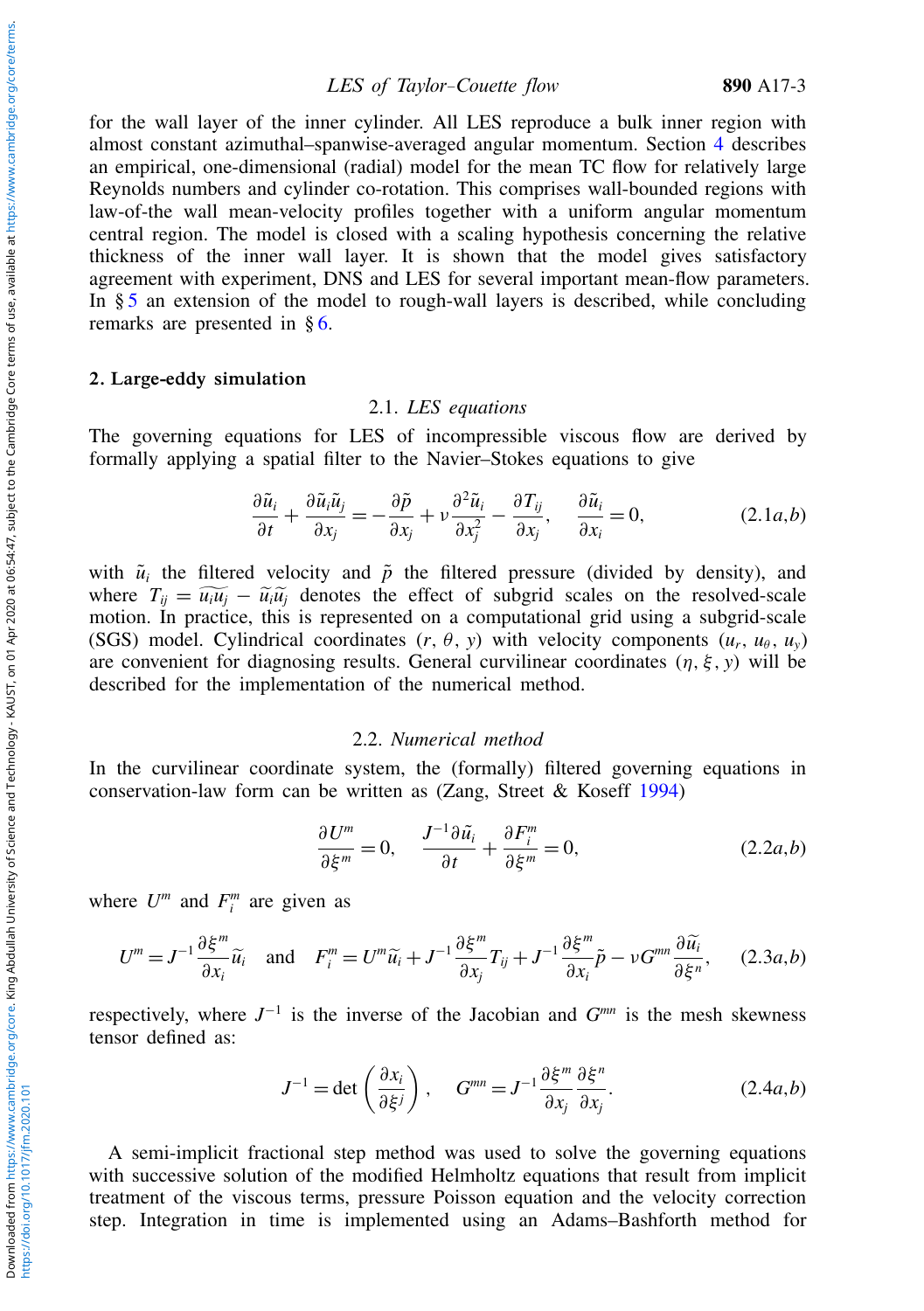for the wall layer of the inner cylinder. All LES reproduce a bulk inner region with almost constant azimuthal–spanwise-averaged angular momentum. Section 4 describes an empirical, one-dimensional (radial) model for the mean TC flow for relatively large Reynolds numbers and cylinder co-rotation. This comprises wall-bounded regions with law-of-the wall mean-velocity profiles together with a uniform angular momentum central region. The model is closed with a scaling hypothesis concerning the relative thickness of the inner wall layer. It is shown that the model gives satisfactory agreement with experiment, DNS and LES for several important mean-flow parameters. In § 5 an extension of the model to rough-wall layers is described, while concluding remarks are presented in § 6.

## 2. Large-eddy simulation

### 2.1. *LES equations*

The governing equations for LES of incompressible viscous flow are derived by formally applying a spatial filter to the Navier–Stokes equations to give

$$\frac{\partial \tilde{u}_i}{\partial t} + \frac{\partial \tilde{u}_i \tilde{u}_j}{\partial x_j} = -\frac{\partial \tilde{p}}{\partial x_j} + \nu \frac{\partial^2 \tilde{u}_i}{\partial x_j^2} - \frac{\partial T_{ij}}{\partial x_j}, \quad \frac{\partial \tilde{u}_i}{\partial x_i} = 0, \tag{2.1$a$,$b$}$$

with $\tilde{u}_i$ the filtered velocity and $\tilde{p}$ the filtered pressure (divided by density), and where $T_{ij} = \widetilde{u_i u_j} - \tilde{u}_i \tilde{u}_j$ denotes the effect of subgrid scales on the resolved-scale motion. In practice, this is represented on a computational grid using a subgrid-scale (SGS) model. Cylindrical coordinates $(r, \theta, y)$ with velocity components $(u_r, u_\theta, u_y)$ are convenient for diagnosing results. General curvilinear coordinates $(\eta, \xi, y)$ will be described for the implementation of the numerical method.

### 2.2. *Numerical method*

In the curvilinear coordinate system, the (formally) filtered governing equations in conservation-law form can be written as (Zang, Street & Koseff 1994)

$$\frac{\partial U^m}{\partial \xi^m} = 0, \quad \frac{J^{-1} \partial \tilde{u}_i}{\partial t} + \frac{\partial F_i^m}{\partial \xi^m} = 0, \tag{2.2$a$,$b$}$$

where $U^m$ and $F_i^m$ are given as

$$U^m = J^{-1} \frac{\partial \xi^m}{\partial x_i} \widetilde{u}_i \quad \text{and} \quad F_i^m = U^m \widetilde{u}_i + J^{-1} \frac{\partial \xi^m}{\partial x_j} T_{ij} + J^{-1} \frac{\partial \xi^m}{\partial x_i} \tilde{p} - \nu G^{mn} \frac{\partial \widetilde{u}_i}{\partial \xi^n}, \tag{2.3$a$,$b$}$$

respectively, where $J^{-1}$ is the inverse of the Jacobian and $G^{mn}$ is the mesh skewness tensor defined as:

$$J^{-1} = \det\left(\frac{\partial x_i}{\partial \xi^j}\right), \quad G^{mn} = J^{-1} \frac{\partial \xi^m}{\partial x_j} \frac{\partial \xi^n}{\partial x_j}. \tag{2.4$a$,$b$}$$

A semi-implicit fractional step method was used to solve the governing equations with successive solution of the modified Helmholtz equations that result from implicit treatment of the viscous terms, pressure Poisson equation and the velocity correction step. Integration in time is implemented using an Adams–Bashforth method for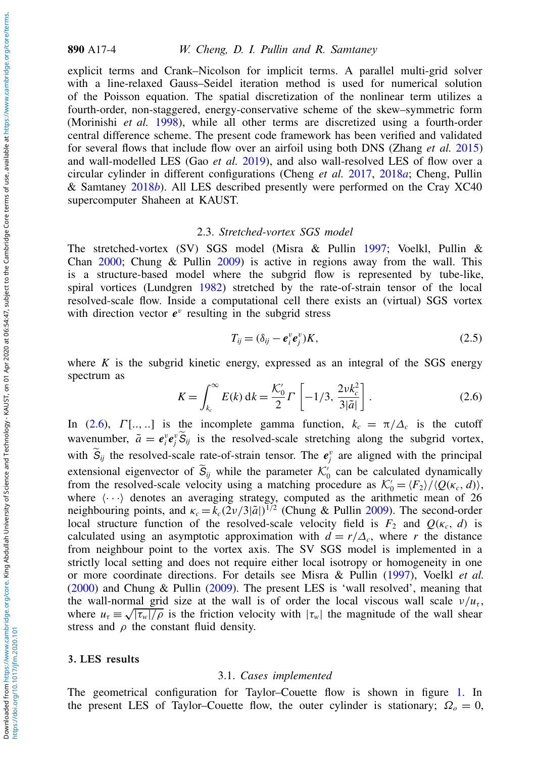explicit terms and Crank–Nicolson for implicit terms. A parallel multi-grid solver with a line-relaxed Gauss–Seidel iteration method is used for numerical solution of the Poisson equation. The spatial discretization of the nonlinear term utilizes a fourth-order, non-staggered, energy-conservative scheme of the skew–symmetric form (Morinishi *et al.* 1998), while all other terms are discretized using a fourth-order central difference scheme. The present code framework has been verified and validated for several flows that include flow over an airfoil using both DNS (Zhang *et al.* 2015) and wall-modelled LES (Gao *et al.* 2019), and also wall-resolved LES of flow over a circular cylinder in different configurations (Cheng *et al.* 2017, 2018*a*; Cheng, Pullin & Samtaney 2018*b*). All LES described presently were performed on the Cray XC40 supercomputer Shaheen at KAUST.

### 2.3. *Stretched-vortex SGS model*

The stretched-vortex (SV) SGS model (Misra & Pullin 1997; Voelkl, Pullin & Chan 2000; Chung & Pullin 2009) is active in regions away from the wall. This is a structure-based model where the subgrid flow is represented by tube-like, spiral vortices (Lundgren 1982) stretched by the rate-of-strain tensor of the local resolved-scale flow. Inside a computational cell there exists an (virtual) SGS vortex with direction vector $\boldsymbol{e}^v$ resulting in the subgrid stress

$$T_{ij} = (\delta_{ij} - \boldsymbol{e}_i^v \boldsymbol{e}_j^v) K, \tag{2.5}$$

where $K$ is the subgrid kinetic energy, expressed as an integral of the SGS energy spectrum as

$$K = \int_{k_c}^{\infty} E(k)\,\mathrm{d}k = \frac{\mathcal{K}_0'}{2} \Gamma\left[-1/3, \frac{2\nu k_c^2}{3|\tilde{a}|}\right]. \tag{2.6}$$

In (2.6), $\Gamma[..,..]$ is the incomplete gamma function, $k_c = \pi/\Delta_c$ is the cutoff wavenumber, $\tilde{a} = \boldsymbol{e}_i^v \boldsymbol{e}_j^v \widetilde{S}_{ij}$ is the resolved-scale stretching along the subgrid vortex, with $\widetilde{S}_{ij}$ the resolved-scale rate-of-strain tensor. The $\boldsymbol{e}_j^v$ are aligned with the principal extensional eigenvector of $\widetilde{S}_{ij}$ while the parameter $\mathcal{K}_0'$ can be calculated dynamically from the resolved-scale velocity using a matching procedure as $\mathcal{K}_0' = \langle F_2 \rangle / \langle Q(\kappa_c, d) \rangle$, where $\langle \cdots \rangle$ denotes an averaging strategy, computed as the arithmetic mean of 26 neighbouring points, and $\kappa_c = k_c (2\nu/3|\tilde{a}|)^{1/2}$ (Chung & Pullin 2009). The second-order local structure function of the resolved-scale velocity field is $F_2$ and $Q(\kappa_c, d)$ is calculated using an asymptotic approximation with $d = r/\Delta_c$, where $r$ the distance from neighbour point to the vortex axis. The SV SGS model is implemented in a strictly local setting and does not require either local isotropy or homogeneity in one or more coordinate directions. For details see Misra & Pullin (1997), Voelkl *et al.* (2000) and Chung & Pullin (2009). The present LES is 'wall resolved', meaning that the wall-normal grid size at the wall is of order the local viscous wall scale $\nu/u_\tau$, where $u_\tau \equiv \sqrt{|\tau_w|/\rho}$ is the friction velocity with $|\tau_w|$ the magnitude of the wall shear stress and $\rho$ the constant fluid density.

## 3. LES results

### 3.1. *Cases implemented*

The geometrical configuration for Taylor–Couette flow is shown in figure 1. In the present LES of Taylor–Couette flow, the outer cylinder is stationary; $\Omega_o = 0$,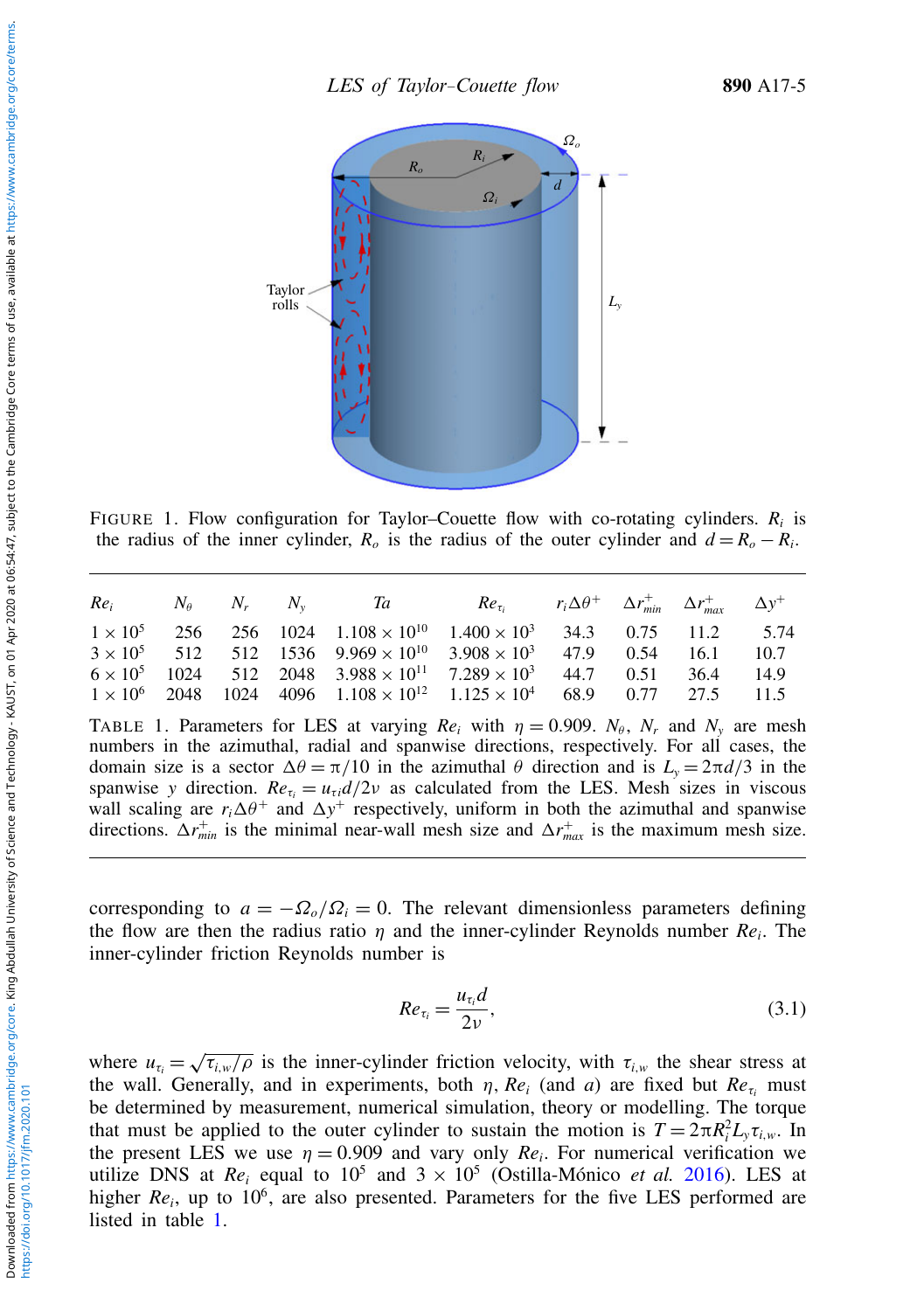FIGURE 1. Flow configuration for Taylor–Couette flow with co-rotating cylinders. $R_i$ is the radius of the inner cylinder, $R_o$ is the radius of the outer cylinder and $d = R_o - R_i$.

| $Re_i$ | $N_\theta$ | $N_r$ | $N_y$ | $Ta$ | $Re_{\tau_i}$ | $r_i\Delta\theta^+$ | $\Delta r^+_{min}$ | $\Delta r^+_{max}$ | $\Delta y^+$ |
|---|---|---|---|---|---|---|---|---|---|
| $1 \times 10^5$ | 256 | 256 | 1024 | $1.108 \times 10^{10}$ | $1.400 \times 10^3$ | 34.3 | 0.75 | 11.2 | 5.74 |
| $3 \times 10^5$ | 512 | 512 | 1536 | $9.969 \times 10^{10}$ | $3.908 \times 10^3$ | 47.9 | 0.54 | 16.1 | 10.7 |
| $6 \times 10^5$ | 1024 | 512 | 2048 | $3.988 \times 10^{11}$ | $7.289 \times 10^3$ | 44.7 | 0.51 | 36.4 | 14.9 |
| $1 \times 10^6$ | 2048 | 1024 | 4096 | $1.108 \times 10^{12}$ | $1.125 \times 10^4$ | 68.9 | 0.77 | 27.5 | 11.5 |

TABLE 1. Parameters for LES at varying $Re_i$ with $\eta = 0.909$. $N_\theta$, $N_r$ and $N_y$ are mesh numbers in the azimuthal, radial and spanwise directions, respectively. For all cases, the domain size is a sector $\Delta\theta = \pi/10$ in the azimuthal $\theta$ direction and is $L_y = 2\pi d/3$ in the spanwise $y$ direction. $Re_{\tau_i} = u_{\tau i} d/2\nu$ as calculated from the LES. Mesh sizes in viscous wall scaling are $r_i\Delta\theta^+$ and $\Delta y^+$ respectively, uniform in both the azimuthal and spanwise directions. $\Delta r^+_{min}$ is the minimal near-wall mesh size and $\Delta r^+_{max}$ is the maximum mesh size.

corresponding to $a = -\Omega_o/\Omega_i = 0$. The relevant dimensionless parameters defining the flow are then the radius ratio $\eta$ and the inner-cylinder Reynolds number $Re_i$. The inner-cylinder friction Reynolds number is

$$Re_{\tau_i} = \frac{u_{\tau_i} d}{2\nu}, \tag{3.1}$$

where $u_{\tau_i} = \sqrt{\tau_{i,w}/\rho}$ is the inner-cylinder friction velocity, with $\tau_{i,w}$ the shear stress at the wall. Generally, and in experiments, both $\eta$, $Re_i$ (and $a$) are fixed but $Re_{\tau_i}$ must be determined by measurement, numerical simulation, theory or modelling. The torque that must be applied to the outer cylinder to sustain the motion is $T = 2\pi R_i^2 L_y \tau_{i,w}$. In the present LES we use $\eta = 0.909$ and vary only $Re_i$. For numerical verification we utilize DNS at $Re_i$ equal to $10^5$ and $3 \times 10^5$ (Ostilla-Mónico *et al.* 2016). LES at higher $Re_i$, up to $10^6$, are also presented. Parameters for the five LES performed are listed in table 1.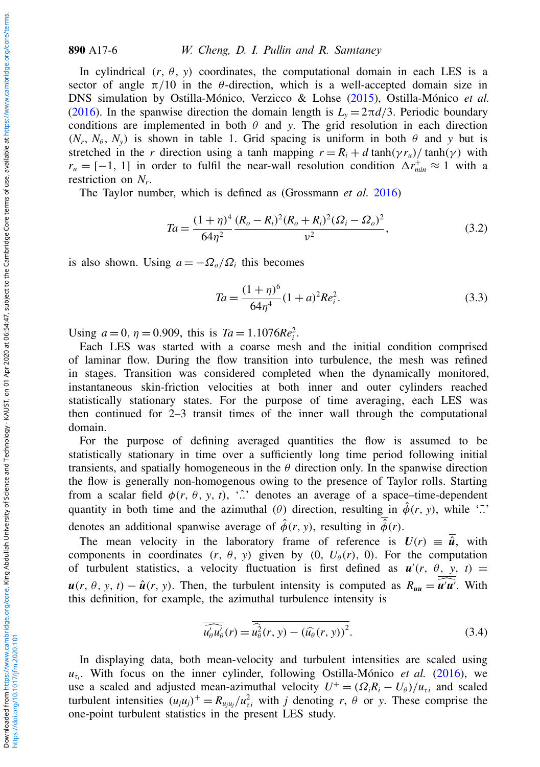In cylindrical $(r, \theta, y)$ coordinates, the computational domain in each LES is a sector of angle $\pi/10$ in the $\theta$-direction, which is a well-accepted domain size in DNS simulation by Ostilla-Mónico, Verzicco & Lohse (2015), Ostilla-Mónico *et al.* (2016). In the spanwise direction the domain length is $L_y = 2\pi d/3$. Periodic boundary conditions are implemented in both $\theta$ and $y$. The grid resolution in each direction $(N_r, N_\theta, N_y)$ is shown in table 1. Grid spacing is uniform in both $\theta$ and $y$ but is stretched in the $r$ direction using a tanh mapping $r = R_i + d\tanh(\gamma r_u)/\tanh(\gamma)$ with $r_u = [-1, 1]$ in order to fulfil the near-wall resolution condition $\Delta r^+_{min} \approx 1$ with a restriction on $N_r$.

The Taylor number, which is defined as (Grossmann *et al.* 2016)

$$Ta = \frac{(1+\eta)^4}{64\eta^2}\frac{(R_o - R_i)^2(R_o + R_i)^2(\Omega_i - \Omega_o)^2}{\nu^2}, \tag{3.2}$$

is also shown. Using $a = -\Omega_o/\Omega_i$ this becomes

$$Ta = \frac{(1+\eta)^6}{64\eta^4}(1+a)^2 Re_i^2. \tag{3.3}$$

Using $a = 0$, $\eta = 0.909$, this is $Ta = 1.1076 Re_i^2$.

Each LES was started with a coarse mesh and the initial condition comprised of laminar flow. During the flow transition into turbulence, the mesh was refined in stages. Transition was considered completed when the dynamically monitored, instantaneous skin-friction velocities at both inner and outer cylinders reached statistically stationary states. For the purpose of time averaging, each LES was then continued for 2–3 transit times of the inner wall through the computational domain.

For the purpose of defining averaged quantities the flow is assumed to be statistically stationary in time over a sufficiently long time period following initial transients, and spatially homogeneous in the $\theta$ direction only. In the spanwise direction the flow is generally non-homogenous owing to the presence of Taylor rolls. Starting from a scalar field $\phi(r, \theta, y, t)$, '$\hat{\cdot}$' denotes an average of a space–time-dependent quantity in both time and the azimuthal $(\theta)$ direction, resulting in $\hat{\phi}(r, y)$, while '$\bar{\cdot}$' denotes an additional spanwise average of $\hat{\phi}(r, y)$, resulting in $\overline{\hat{\phi}}(r)$.

The mean velocity in the laboratory frame of reference is $\boldsymbol{U}(r) \equiv \overline{\hat{\boldsymbol{u}}}$, with components in coordinates $(r, \theta, y)$ given by $(0, U_\theta(r), 0)$. For the computation of turbulent statistics, a velocity fluctuation is first defined as $\boldsymbol{u}'(r, \theta, y, t) = \boldsymbol{u}(r, \theta, y, t) - \hat{\boldsymbol{u}}(r, y)$. Then, the turbulent intensity is computed as $R_{\boldsymbol{uu}} = \overline{\widehat{\boldsymbol{u}'\boldsymbol{u}'}}$. With this definition, for example, the azimuthal turbulence intensity is

$$\overline{\widehat{u'_\theta u'_\theta}}(r) = \overline{\widehat{u^2_\theta}(r, y) - (\widehat{u_\theta}(r, y))^2}. \tag{3.4}$$

In displaying data, both mean-velocity and turbulent intensities are scaled using $u_{\tau_i}$. With focus on the inner cylinder, following Ostilla-Mónico *et al.* (2016), we use a scaled and adjusted mean-azimuthal velocity $U^+ = (\Omega_i R_i - U_\theta)/u_{\tau i}$ and scaled turbulent intensities $(u_j u_j)^+ = R_{u_j u_j}/u^2_{\tau i}$ with $j$ denoting $r$, $\theta$ or $y$. These comprise the one-point turbulent statistics in the present LES study.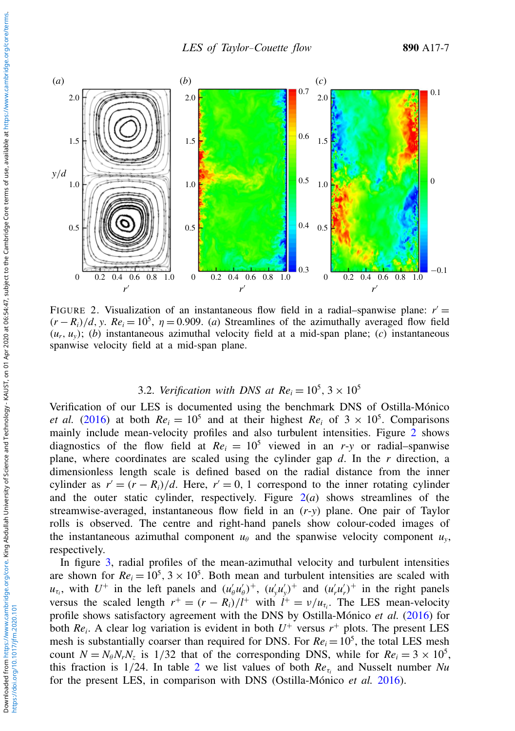FIGURE 2. Visualization of an instantaneous flow field in a radial–spanwise plane: $r' = (r - R_i)/d$, $y$. $Re_i = 10^5$, $\eta = 0.909$. (*a*) Streamlines of the azimuthally averaged flow field $(u_r, u_y)$; (*b*) instantaneous azimuthal velocity field at a mid-span plane; (*c*) instantaneous spanwise velocity field at a mid-span plane.

### 3.2. *Verification with DNS at* $Re_i = 10^5$, $3 \times 10^5$

Verification of our LES is documented using the benchmark DNS of Ostilla-Mónico *et al.* (2016) at both $Re_i = 10^5$ and at their highest $Re_i$ of $3 \times 10^5$. Comparisons mainly include mean-velocity profiles and also turbulent intensities. Figure 2 shows diagnostics of the flow field at $Re_i = 10^5$ viewed in an $r$-$y$ or radial–spanwise plane, where coordinates are scaled using the cylinder gap $d$. In the $r$ direction, a dimensionless length scale is defined based on the radial distance from the inner cylinder as $r' = (r - R_i)/d$. Here, $r' = 0, 1$ correspond to the inner rotating cylinder and the outer static cylinder, respectively. Figure 2(*a*) shows streamlines of the streamwise-averaged, instantaneous flow field in an ($r$-$y$) plane. One pair of Taylor rolls is observed. The centre and right-hand panels show colour-coded images of the instantaneous azimuthal component $u_\theta$ and the spanwise velocity component $u_y$, respectively.

In figure 3, radial profiles of the mean-azimuthal velocity and turbulent intensities are shown for $Re_i = 10^5$, $3 \times 10^5$. Both mean and turbulent intensities are scaled with $u_{\tau_i}$, with $U^+$ in the left panels and $(u'_\theta u'_\theta)^+$, $(u'_y u'_y)^+$ and $(u'_r u'_r)^+$ in the right panels versus the scaled length $r^+ = (r - R_i)/l^+$ with $l^+ = \nu/u_{\tau_i}$. The LES mean-velocity profile shows satisfactory agreement with the DNS by Ostilla-Mónico *et al.* (2016) for both $Re_i$. A clear log variation is evident in both $U^+$ versus $r^+$ plots. The present LES mesh is substantially coarser than required for DNS. For $Re_i = 10^5$, the total LES mesh count $N = N_\theta N_r N_z$ is 1/32 that of the corresponding DNS, while for $Re_i = 3 \times 10^5$, this fraction is 1/24. In table 2 we list values of both $Re_{\tau_i}$ and Nusselt number $Nu$ for the present LES, in comparison with DNS (Ostilla-Mónico *et al.* 2016).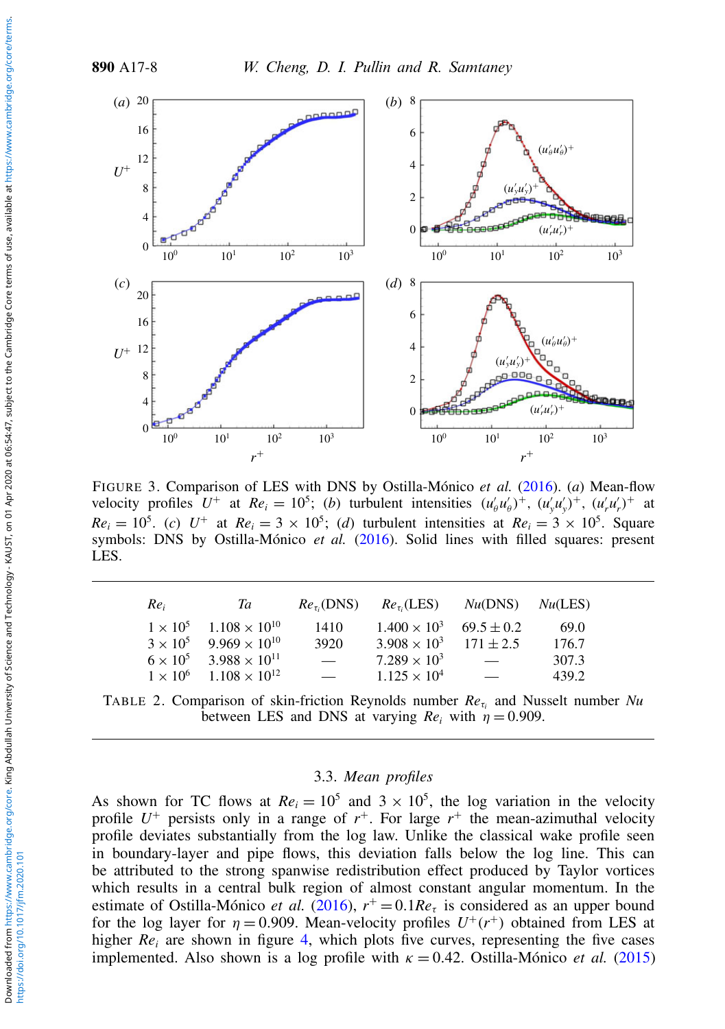FIGURE 3. Comparison of LES with DNS by Ostilla-Mónico *et al.* (2016). (*a*) Mean-flow velocity profiles $U^+$ at $Re_i = 10^5$; (*b*) turbulent intensities $(u'_\theta u'_\theta)^+$, $(u'_y u'_y)^+$, $(u'_r u'_r)^+$ at $Re_i = 10^5$. (*c*) $U^+$ at $Re_i = 3 \times 10^5$; (*d*) turbulent intensities at $Re_i = 3 \times 10^5$. Square symbols: DNS by Ostilla-Mónico *et al.* (2016). Solid lines with filled squares: present LES.

| $Re_i$ | $Ta$ | $Re_{\tau_i}$(DNS) | $Re_{\tau_i}$(LES) | $Nu$(DNS) | $Nu$(LES) |
|---|---|---|---|---|---|
| $1 \times 10^5$ | $1.108 \times 10^{10}$ | 1410 | $1.400 \times 10^3$ | $69.5 \pm 0.2$ | 69.0 |
| $3 \times 10^5$ | $9.969 \times 10^{10}$ | 3920 | $3.908 \times 10^3$ | $171 \pm 2.5$ | 176.7 |
| $6 \times 10^5$ | $3.988 \times 10^{11}$ | — | $7.289 \times 10^3$ | — | 307.3 |
| $1 \times 10^6$ | $1.108 \times 10^{12}$ | — | $1.125 \times 10^4$ | — | 439.2 |

TABLE 2. Comparison of skin-friction Reynolds number $Re_{\tau_i}$ and Nusselt number $Nu$ between LES and DNS at varying $Re_i$ with $\eta = 0.909$.

### 3.3. *Mean profiles*

As shown for TC flows at $Re_i = 10^5$ and $3 \times 10^5$, the log variation in the velocity profile $U^+$ persists only in a range of $r^+$. For large $r^+$ the mean-azimuthal velocity profile deviates substantially from the log law. Unlike the classical wake profile seen in boundary-layer and pipe flows, this deviation falls below the log line. This can be attributed to the strong spanwise redistribution effect produced by Taylor vortices which results in a central bulk region of almost constant angular momentum. In the estimate of Ostilla-Mónico *et al.* (2016), $r^+ = 0.1Re_\tau$ is considered as an upper bound for the log layer for $\eta = 0.909$. Mean-velocity profiles $U^+(r^+)$ obtained from LES at higher $Re_i$ are shown in figure 4, which plots five curves, representing the five cases implemented. Also shown is a log profile with $\kappa = 0.42$. Ostilla-Mónico *et al.* (2015)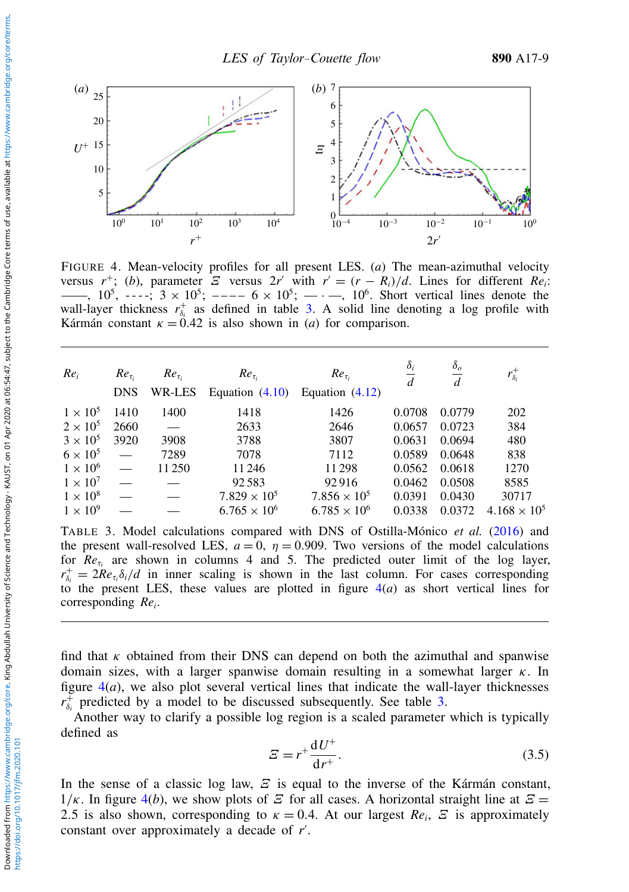FIGURE 4. Mean-velocity profiles for all present LES. (*a*) The mean-azimuthal velocity versus $r^+$; (*b*), parameter $\Xi$ versus $2r'$ with $r' = (r - R_i)/d$. Lines for different $Re_i$: ——, $10^5$, - - - -; $3\times10^5$; — — — $6\times10^5$; — · —, $10^6$. Short vertical lines denote the wall-layer thickness $r^+_{\delta_i}$ as defined in table 3. A solid line denoting a log profile with Kármán constant $\kappa = 0.42$ is also shown in (*a*) for comparison.

| $Re_i$ | $Re_{\tau_i}$ DNS | $Re_{\tau_i}$ WR-LES | $Re_{\tau_i}$ Equation (4.10) | $Re_{\tau_i}$ Equation (4.12) | $\frac{\delta_i}{d}$ | $\frac{\delta_o}{d}$ | $r^+_{\delta_i}$ |
|---|---|---|---|---|---|---|---|
| $1\times10^5$ | 1410 | 1400 | 1418 | 1426 | 0.0708 | 0.0779 | 202 |
| $2\times10^5$ | 2660 | — | 2633 | 2646 | 0.0657 | 0.0723 | 384 |
| $3\times10^5$ | 3920 | 3908 | 3788 | 3807 | 0.0631 | 0.0694 | 480 |
| $6\times10^5$ | — | 7289 | 7078 | 7112 | 0.0589 | 0.0648 | 838 |
| $1\times10^6$ | — | 11 250 | 11 246 | 11 298 | 0.0562 | 0.0618 | 1270 |
| $1\times10^7$ | — | — | 92 583 | 92 916 | 0.0462 | 0.0508 | 8585 |
| $1\times10^8$ | — | — | $7.829\times10^5$ | $7.856\times10^5$ | 0.0391 | 0.0430 | 30717 |
| $1\times10^9$ | — | — | $6.765\times10^6$ | $6.785\times10^6$ | 0.0338 | 0.0372 | $4.168\times10^5$ |

TABLE 3. Model calculations compared with DNS of Ostilla-Mónico *et al.* (2016) and the present wall-resolved LES, $a = 0$, $\eta = 0.909$. Two versions of the model calculations for $Re_{\tau_i}$ are shown in columns 4 and 5. The predicted outer limit of the log layer, $r^+_{\delta_i} = 2Re_{\tau_i}\delta_i/d$ in inner scaling is shown in the last column. For cases corresponding to the present LES, these values are plotted in figure 4(*a*) as short vertical lines for corresponding $Re_i$.

find that $\kappa$ obtained from their DNS can depend on both the azimuthal and spanwise domain sizes, with a larger spanwise domain resulting in a somewhat larger $\kappa$. In figure 4(*a*), we also plot several vertical lines that indicate the wall-layer thicknesses $r^+_{\delta_i}$ predicted by a model to be discussed subsequently. See table 3.

Another way to clarify a possible log region is a scaled parameter which is typically defined as

$$\Xi = r^+ \frac{\mathrm{d}U^+}{\mathrm{d}r^+}. \tag{3.5}$$

In the sense of a classic log law, $\Xi$ is equal to the inverse of the Kármán constant, $1/\kappa$. In figure 4(*b*), we show plots of $\Xi$ for all cases. A horizontal straight line at $\Xi = 2.5$ is also shown, corresponding to $\kappa = 0.4$. At our largest $Re_i$, $\Xi$ is approximately constant over approximately a decade of $r'$.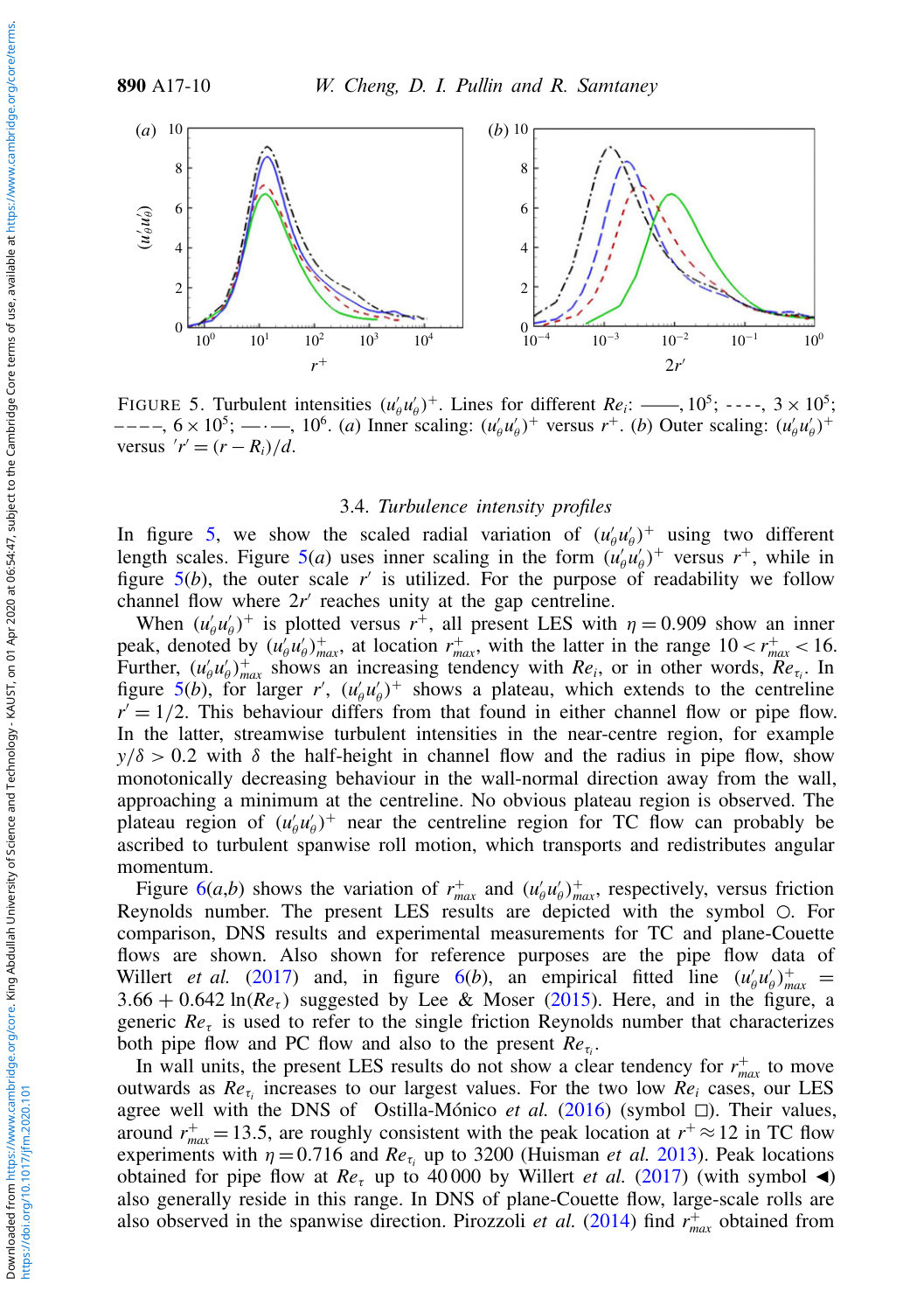FIGURE 5. Turbulent intensities $(u'_\theta u'_\theta)^+$. Lines for different $Re_i$: ——, $10^5$; - - - -, $3\times10^5$; – – – –, $6\times10^5$; —·—, $10^6$. (*a*) Inner scaling: $(u'_\theta u'_\theta)^+$ versus $r^+$. (*b*) Outer scaling: $(u'_\theta u'_\theta)^+$ versus $'r' = (r - R_i)/d$.

### 3.4. *Turbulence intensity profiles*

In figure 5, we show the scaled radial variation of $(u'_\theta u'_\theta)^+$ using two different length scales. Figure 5(*a*) uses inner scaling in the form $(u'_\theta u'_\theta)^+$ versus $r^+$, while in figure 5(*b*), the outer scale $r'$ is utilized. For the purpose of readability we follow channel flow where $2r'$ reaches unity at the gap centreline.

When $(u'_\theta u'_\theta)^+$ is plotted versus $r^+$, all present LES with $\eta = 0.909$ show an inner peak, denoted by $(u'_\theta u'_\theta)^+_{max}$, at location $r^+_{max}$, with the latter in the range $10 < r^+_{max} < 16$. Further, $(u'_\theta u'_\theta)^+_{max}$ shows an increasing tendency with $Re_i$, or in other words, $Re_{\tau_i}$. In figure 5(*b*), for larger $r'$, $(u'_\theta u'_\theta)^+$ shows a plateau, which extends to the centreline $r' = 1/2$. This behaviour differs from that found in either channel flow or pipe flow. In the latter, streamwise turbulent intensities in the near-centre region, for example $y/\delta > 0.2$ with $\delta$ the half-height in channel flow and the radius in pipe flow, show monotonically decreasing behaviour in the wall-normal direction away from the wall, approaching a minimum at the centreline. No obvious plateau region is observed. The plateau region of $(u'_\theta u'_\theta)^+$ near the centreline region for TC flow can probably be ascribed to turbulent spanwise roll motion, which transports and redistributes angular momentum.

Figure 6(*a*,*b*) shows the variation of $r^+_{max}$ and $(u'_\theta u'_\theta)^+_{max}$, respectively, versus friction Reynolds number. The present LES results are depicted with the symbol ○. For comparison, DNS results and experimental measurements for TC and plane-Couette flows are shown. Also shown for reference purposes are the pipe flow data of Willert *et al.* (2017) and, in figure 6(*b*), an empirical fitted line $(u'_\theta u'_\theta)^+_{max} = 3.66 + 0.642\ \ln(Re_\tau)$ suggested by Lee & Moser (2015). Here, and in the figure, a generic $Re_\tau$ is used to refer to the single friction Reynolds number that characterizes both pipe flow and PC flow and also to the present $Re_{\tau_i}$.

In wall units, the present LES results do not show a clear tendency for $r^+_{max}$ to move outwards as $Re_{\tau_i}$ increases to our largest values. For the two low $Re_i$ cases, our LES agree well with the DNS of Ostilla-Mónico *et al.* (2016) (symbol □). Their values, around $r^+_{max} = 13.5$, are roughly consistent with the peak location at $r^+ \approx 12$ in TC flow experiments with $\eta = 0.716$ and $Re_{\tau_i}$ up to 3200 (Huisman *et al.* 2013). Peak locations obtained for pipe flow at $Re_\tau$ up to 40 000 by Willert *et al.* (2017) (with symbol ◀) also generally reside in this range. In DNS of plane-Couette flow, large-scale rolls are also observed in the spanwise direction. Pirozzoli *et al.* (2014) find $r^+_{max}$ obtained from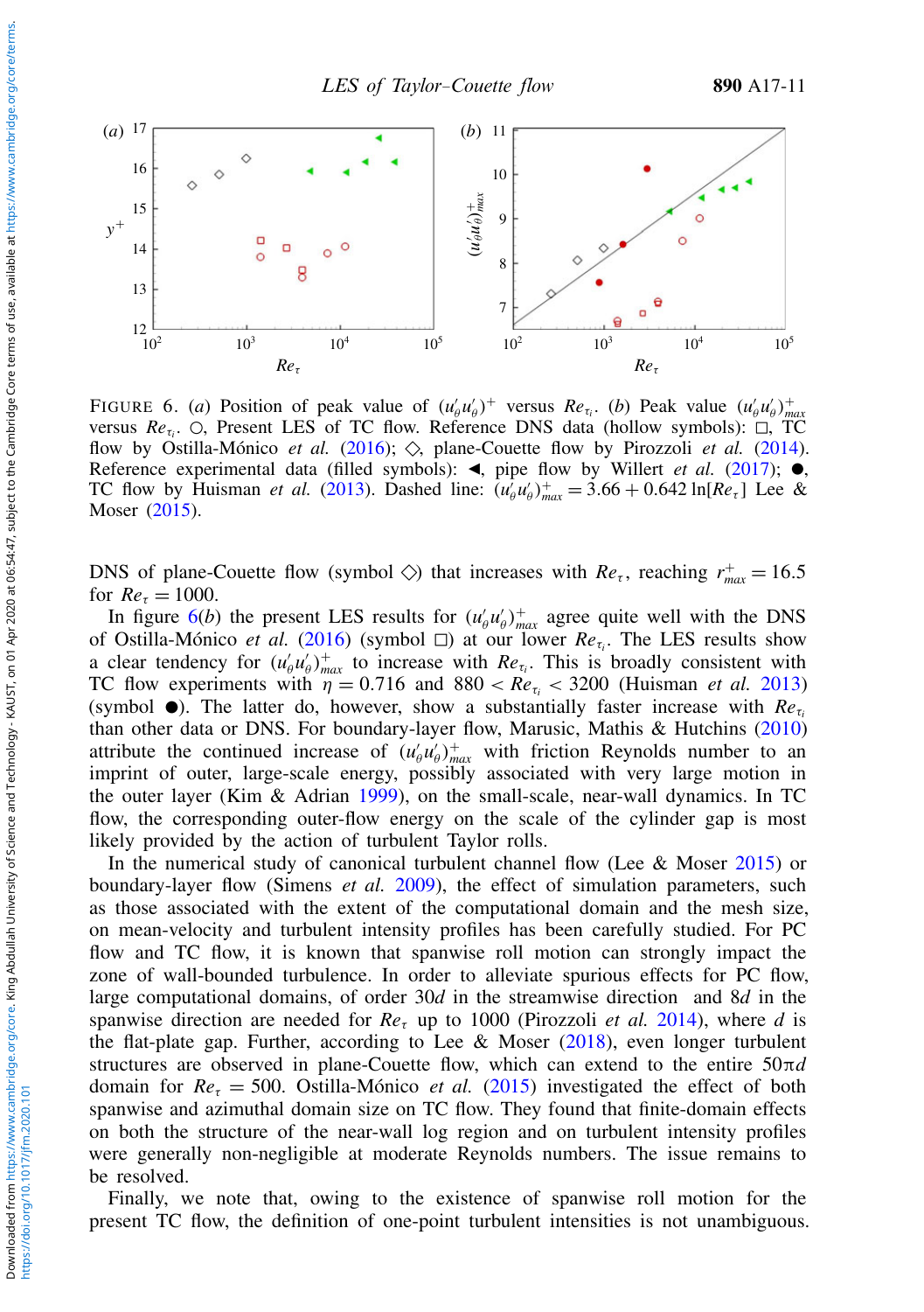FIGURE 6. (*a*) Position of peak value of $(u'_\theta u'_\theta)^+$ versus $Re_{\tau_i}$. (*b*) Peak value $(u'_\theta u'_\theta)^+_{max}$ versus $Re_{\tau_i}$. ○, Present LES of TC flow. Reference DNS data (hollow symbols): □, TC flow by Ostilla-Mónico *et al.* (2016); ◇, plane-Couette flow by Pirozzoli *et al.* (2014). Reference experimental data (filled symbols): ◀, pipe flow by Willert *et al.* (2017); ●, TC flow by Huisman *et al.* (2013). Dashed line: $(u'_\theta u'_\theta)^+_{max} = 3.66 + 0.642 \ln[Re_\tau]$ Lee & Moser (2015).

DNS of plane-Couette flow (symbol ◇) that increases with $Re_\tau$, reaching $r^+_{max} = 16.5$ for $Re_\tau = 1000$.

In figure 6(*b*) the present LES results for $(u'_\theta u'_\theta)^+_{max}$ agree quite well with the DNS of Ostilla-Mónico *et al.* (2016) (symbol □) at our lower $Re_{\tau_i}$. The LES results show a clear tendency for $(u'_\theta u'_\theta)^+_{max}$ to increase with $Re_{\tau_i}$. This is broadly consistent with TC flow experiments with $\eta = 0.716$ and $880 < Re_{\tau_i} < 3200$ (Huisman *et al.* 2013) (symbol ●). The latter do, however, show a substantially faster increase with $Re_{\tau_i}$ than other data or DNS. For boundary-layer flow, Marusic, Mathis & Hutchins (2010) attribute the continued increase of $(u'_\theta u'_\theta)^+_{max}$ with friction Reynolds number to an imprint of outer, large-scale energy, possibly associated with very large motion in the outer layer (Kim & Adrian 1999), on the small-scale, near-wall dynamics. In TC flow, the corresponding outer-flow energy on the scale of the cylinder gap is most likely provided by the action of turbulent Taylor rolls.

In the numerical study of canonical turbulent channel flow (Lee & Moser 2015) or boundary-layer flow (Simens *et al.* 2009), the effect of simulation parameters, such as those associated with the extent of the computational domain and the mesh size, on mean-velocity and turbulent intensity profiles has been carefully studied. For PC flow and TC flow, it is known that spanwise roll motion can strongly impact the zone of wall-bounded turbulence. In order to alleviate spurious effects for PC flow, large computational domains, of order $30d$ in the streamwise direction and $8d$ in the spanwise direction are needed for $Re_\tau$ up to 1000 (Pirozzoli *et al.* 2014), where $d$ is the flat-plate gap. Further, according to Lee & Moser (2018), even longer turbulent structures are observed in plane-Couette flow, which can extend to the entire $50\pi d$ domain for $Re_\tau = 500$. Ostilla-Mónico *et al.* (2015) investigated the effect of both spanwise and azimuthal domain size on TC flow. They found that finite-domain effects on both the structure of the near-wall log region and on turbulent intensity profiles were generally non-negligible at moderate Reynolds numbers. The issue remains to be resolved.

Finally, we note that, owing to the existence of spanwise roll motion for the present TC flow, the definition of one-point turbulent intensities is not unambiguous.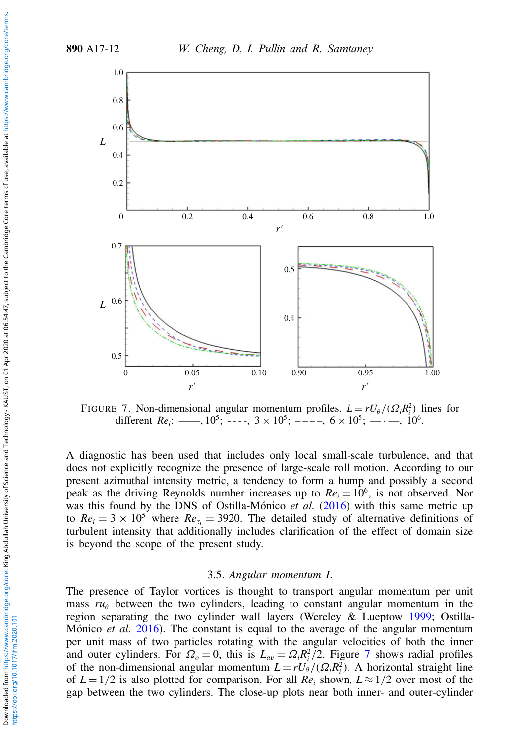FIGURE 7. Non-dimensional angular momentum profiles. $L = rU_\theta/(\Omega_i R_i^2)$ lines for different $Re_i$: ——, $10^5$; - - - -, $3 \times 10^5$; – – – –, $6 \times 10^5$; — · —, $10^6$.

A diagnostic has been used that includes only local small-scale turbulence, and that does not explicitly recognize the presence of large-scale roll motion. According to our present azimuthal intensity metric, a tendency to form a hump and possibly a second peak as the driving Reynolds number increases up to $Re_i = 10^6$, is not observed. Nor was this found by the DNS of Ostilla-Mónico *et al.* (2016) with this same metric up to $Re_i = 3 \times 10^5$ where $Re_{\tau_i} = 3920$. The detailed study of alternative definitions of turbulent intensity that additionally includes clarification of the effect of domain size is beyond the scope of the present study.

### 3.5. *Angular momentum L*

The presence of Taylor vortices is thought to transport angular momentum per unit mass $ru_\theta$ between the two cylinders, leading to constant angular momentum in the region separating the two cylinder wall layers (Wereley & Lueptow 1999; Ostilla-Mónico *et al.* 2016). The constant is equal to the average of the angular momentum per unit mass of two particles rotating with the angular velocities of both the inner and outer cylinders. For $\Omega_o = 0$, this is $L_{av} = \Omega_i R_i^2/2$. Figure 7 shows radial profiles of the non-dimensional angular momentum $L = rU_\theta/(\Omega_i R_i^2)$. A horizontal straight line of $L = 1/2$ is also plotted for comparison. For all $Re_i$ shown, $L \approx 1/2$ over most of the gap between the two cylinders. The close-up plots near both inner- and outer-cylinder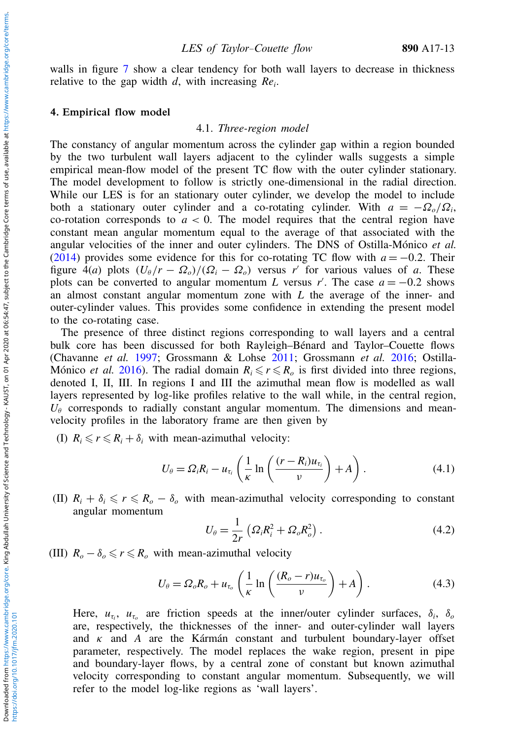walls in figure 7 show a clear tendency for both wall layers to decrease in thickness relative to the gap width $d$, with increasing $Re_i$.

## 4. Empirical flow model

### 4.1. *Three-region model*

The constancy of angular momentum across the cylinder gap within a region bounded by the two turbulent wall layers adjacent to the cylinder walls suggests a simple empirical mean-flow model of the present TC flow with the outer cylinder stationary. The model development to follow is strictly one-dimensional in the radial direction. While our LES is for an stationary outer cylinder, we develop the model to include both a stationary outer cylinder and a co-rotating cylinder. With $a = -\Omega_o/\Omega_i$, co-rotation corresponds to $a < 0$. The model requires that the central region have constant mean angular momentum equal to the average of that associated with the angular velocities of the inner and outer cylinders. The DNS of Ostilla-Mónico *et al.* (2014) provides some evidence for this for co-rotating TC flow with $a = -0.2$. Their figure 4(*a*) plots $(U_\theta/r - \Omega_o)/(\Omega_i - \Omega_o)$ versus $r'$ for various values of $a$. These plots can be converted to angular momentum $L$ versus $r'$. The case $a = -0.2$ shows an almost constant angular momentum zone with $L$ the average of the inner- and outer-cylinder values. This provides some confidence in extending the present model to the co-rotating case.

The presence of three distinct regions corresponding to wall layers and a central bulk core has been discussed for both Rayleigh–Bénard and Taylor–Couette flows (Chavanne *et al.* 1997; Grossmann & Lohse 2011; Grossmann *et al.* 2016; Ostilla-Mónico *et al.* 2016). The radial domain $R_i \leqslant r \leqslant R_o$ is first divided into three regions, denoted I, II, III. In regions I and III the azimuthal mean flow is modelled as wall layers represented by log-like profiles relative to the wall while, in the central region, $U_\theta$ corresponds to radially constant angular momentum. The dimensions and mean-velocity profiles in the laboratory frame are then given by

(I) $R_i \leqslant r \leqslant R_i + \delta_i$ with mean-azimuthal velocity:

$$U_\theta = \Omega_i R_i - u_{\tau_i}\left(\frac{1}{\kappa}\ln\left(\frac{(r-R_i)u_{\tau_i}}{\nu}\right) + A\right). \tag{4.1}$$

(II) $R_i + \delta_i \leqslant r \leqslant R_o - \delta_o$ with mean-azimuthal velocity corresponding to constant angular momentum

$$U_\theta = \frac{1}{2r}\left(\Omega_i R_i^2 + \Omega_o R_o^2\right). \tag{4.2}$$

(III) $R_o - \delta_o \leqslant r \leqslant R_o$ with mean-azimuthal velocity

$$U_\theta = \Omega_o R_o + u_{\tau_o}\left(\frac{1}{\kappa}\ln\left(\frac{(R_o - r)u_{\tau_o}}{\nu}\right) + A\right). \tag{4.3}$$

Here, $u_{\tau_i}$, $u_{\tau_o}$ are friction speeds at the inner/outer cylinder surfaces, $\delta_i$, $\delta_o$ are, respectively, the thicknesses of the inner- and outer-cylinder wall layers and $\kappa$ and $A$ are the Kármán constant and turbulent boundary-layer offset parameter, respectively. The model replaces the wake region, present in pipe and boundary-layer flows, by a central zone of constant but known azimuthal velocity corresponding to constant angular momentum. Subsequently, we will refer to the model log-like regions as 'wall layers'.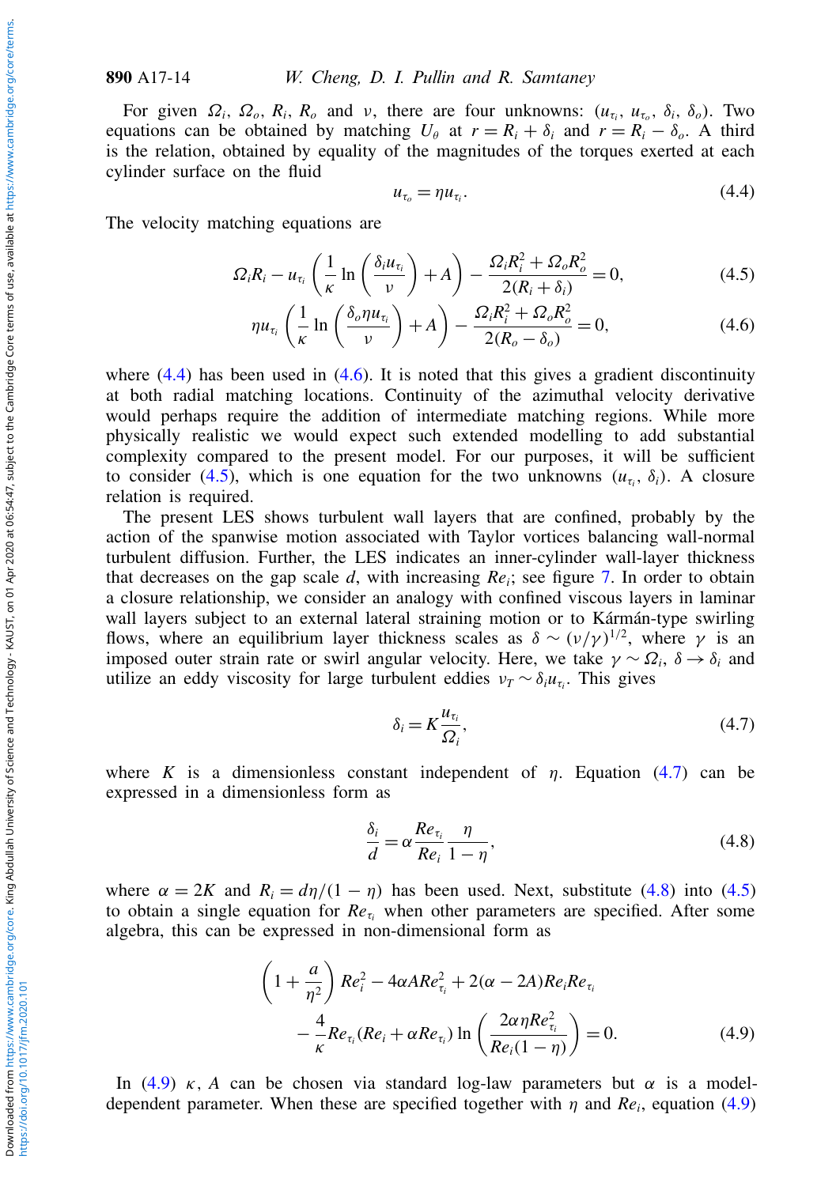For given $\Omega_i$, $\Omega_o$, $R_i$, $R_o$ and $\nu$, there are four unknowns: $(u_{\tau_i}, u_{\tau_o}, \delta_i, \delta_o)$. Two equations can be obtained by matching $U_\theta$ at $r = R_i + \delta_i$ and $r = R_i - \delta_o$. A third is the relation, obtained by equality of the magnitudes of the torques exerted at each cylinder surface on the fluid

$$u_{\tau_o} = \eta u_{\tau_i}. \tag{4.4}$$

The velocity matching equations are

$$\Omega_i R_i - u_{\tau_i}\left(\frac{1}{\kappa}\ln\left(\frac{\delta_i u_{\tau_i}}{\nu}\right) + A\right) - \frac{\Omega_i R_i^2 + \Omega_o R_o^2}{2(R_i + \delta_i)} = 0, \tag{4.5}$$

$$\eta u_{\tau_i}\left(\frac{1}{\kappa}\ln\left(\frac{\delta_o \eta u_{\tau_i}}{\nu}\right) + A\right) - \frac{\Omega_i R_i^2 + \Omega_o R_o^2}{2(R_o - \delta_o)} = 0, \tag{4.6}$$

where (4.4) has been used in (4.6). It is noted that this gives a gradient discontinuity at both radial matching locations. Continuity of the azimuthal velocity derivative would perhaps require the addition of intermediate matching regions. While more physically realistic we would expect such extended modelling to add substantial complexity compared to the present model. For our purposes, it will be sufficient to consider (4.5), which is one equation for the two unknowns $(u_{\tau_i}, \delta_i)$. A closure relation is required.

The present LES shows turbulent wall layers that are confined, probably by the action of the spanwise motion associated with Taylor vortices balancing wall-normal turbulent diffusion. Further, the LES indicates an inner-cylinder wall-layer thickness that decreases on the gap scale $d$, with increasing $Re_i$; see figure 7. In order to obtain a closure relationship, we consider an analogy with confined viscous layers in laminar wall layers subject to an external lateral straining motion or to Kármán-type swirling flows, where an equilibrium layer thickness scales as $\delta \sim (\nu/\gamma)^{1/2}$, where $\gamma$ is an imposed outer strain rate or swirl angular velocity. Here, we take $\gamma \sim \Omega_i$, $\delta \to \delta_i$ and utilize an eddy viscosity for large turbulent eddies $\nu_T \sim \delta_i u_{\tau_i}$. This gives

$$\delta_i = K\frac{u_{\tau_i}}{\Omega_i}, \tag{4.7}$$

where $K$ is a dimensionless constant independent of $\eta$. Equation (4.7) can be expressed in a dimensionless form as

$$\frac{\delta_i}{d} = \alpha\frac{Re_{\tau_i}}{Re_i}\frac{\eta}{1-\eta}, \tag{4.8}$$

where $\alpha = 2K$ and $R_i = d\eta/(1-\eta)$ has been used. Next, substitute (4.8) into (4.5) to obtain a single equation for $Re_{\tau_i}$ when other parameters are specified. After some algebra, this can be expressed in non-dimensional form as

$$\left(1 + \frac{a}{\eta^2}\right)Re_i^2 - 4\alpha A Re_{\tau_i}^2 + 2(\alpha - 2A)Re_i Re_{\tau_i} - \frac{4}{\kappa}Re_{\tau_i}(Re_i + \alpha Re_{\tau_i})\ln\left(\frac{2\alpha\eta Re_{\tau_i}^2}{Re_i(1-\eta)}\right) = 0. \tag{4.9}$$

In (4.9) $\kappa$, $A$ can be chosen via standard log-law parameters but $\alpha$ is a model-dependent parameter. When these are specified together with $\eta$ and $Re_i$, equation (4.9)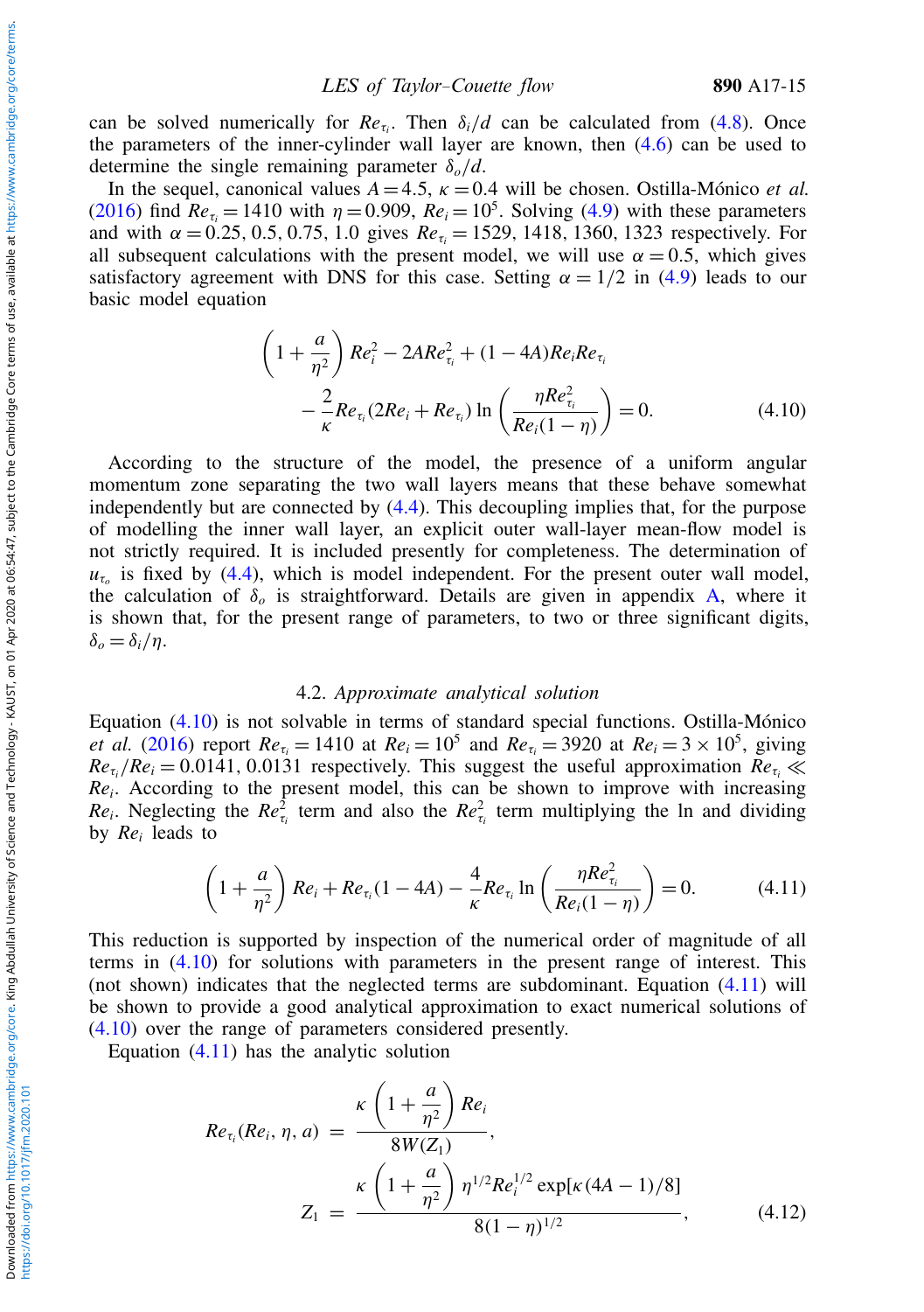can be solved numerically for $Re_{\tau_i}$. Then $\delta_i/d$ can be calculated from (4.8). Once the parameters of the inner-cylinder wall layer are known, then (4.6) can be used to determine the single remaining parameter $\delta_o/d$.

In the sequel, canonical values $A = 4.5$, $\kappa = 0.4$ will be chosen. Ostilla-Mónico *et al.* (2016) find $Re_{\tau_i} = 1410$ with $\eta = 0.909$, $Re_i = 10^5$. Solving (4.9) with these parameters and with $\alpha = 0.25, 0.5, 0.75, 1.0$ gives $Re_{\tau_i} = 1529, 1418, 1360, 1323$ respectively. For all subsequent calculations with the present model, we will use $\alpha = 0.5$, which gives satisfactory agreement with DNS for this case. Setting $\alpha = 1/2$ in (4.9) leads to our basic model equation

$$\left(1 + \frac{a}{\eta^2}\right) Re_i^2 - 2A Re_{\tau_i}^2 + (1 - 4A) Re_i Re_{\tau_i} - \frac{2}{\kappa} Re_{\tau_i}(2Re_i + Re_{\tau_i}) \ln\left(\frac{\eta Re_{\tau_i}^2}{Re_i(1-\eta)}\right) = 0. \tag{4.10}$$

According to the structure of the model, the presence of a uniform angular momentum zone separating the two wall layers means that these behave somewhat independently but are connected by (4.4). This decoupling implies that, for the purpose of modelling the inner wall layer, an explicit outer wall-layer mean-flow model is not strictly required. It is included presently for completeness. The determination of $u_{\tau_o}$ is fixed by (4.4), which is model independent. For the present outer wall model, the calculation of $\delta_o$ is straightforward. Details are given in appendix A, where it is shown that, for the present range of parameters, to two or three significant digits, $\delta_o = \delta_i/\eta$.

### 4.2. *Approximate analytical solution*

Equation (4.10) is not solvable in terms of standard special functions. Ostilla-Mónico *et al.* (2016) report $Re_{\tau_i} = 1410$ at $Re_i = 10^5$ and $Re_{\tau_i} = 3920$ at $Re_i = 3 \times 10^5$, giving $Re_{\tau_i}/Re_i = 0.0141, 0.0131$ respectively. This suggest the useful approximation $Re_{\tau_i} \ll Re_i$. According to the present model, this can be shown to improve with increasing $Re_i$. Neglecting the $Re_{\tau_i}^2$ term and also the $Re_{\tau_i}^2$ term multiplying the ln and dividing by $Re_i$ leads to

$$\left(1 + \frac{a}{\eta^2}\right) Re_i + Re_{\tau_i}(1 - 4A) - \frac{4}{\kappa} Re_{\tau_i} \ln\left(\frac{\eta Re_{\tau_i}^2}{Re_i(1-\eta)}\right) = 0. \tag{4.11}$$

This reduction is supported by inspection of the numerical order of magnitude of all terms in (4.10) for solutions with parameters in the present range of interest. This (not shown) indicates that the neglected terms are subdominant. Equation (4.11) will be shown to provide a good analytical approximation to exact numerical solutions of (4.10) over the range of parameters considered presently.

Equation (4.11) has the analytic solution

$$\left.\begin{aligned} Re_{\tau_i}(Re_i, \eta, a) &= \frac{\kappa \left(1 + \dfrac{a}{\eta^2}\right) Re_i}{8 W(Z_1)}, \\ Z_1 &= \frac{\kappa \left(1 + \dfrac{a}{\eta^2}\right) \eta^{1/2} Re_i^{1/2} \exp[\kappa(4A - 1)/8]}{8(1-\eta)^{1/2}}, \end{aligned}\right\} \tag{4.12}$$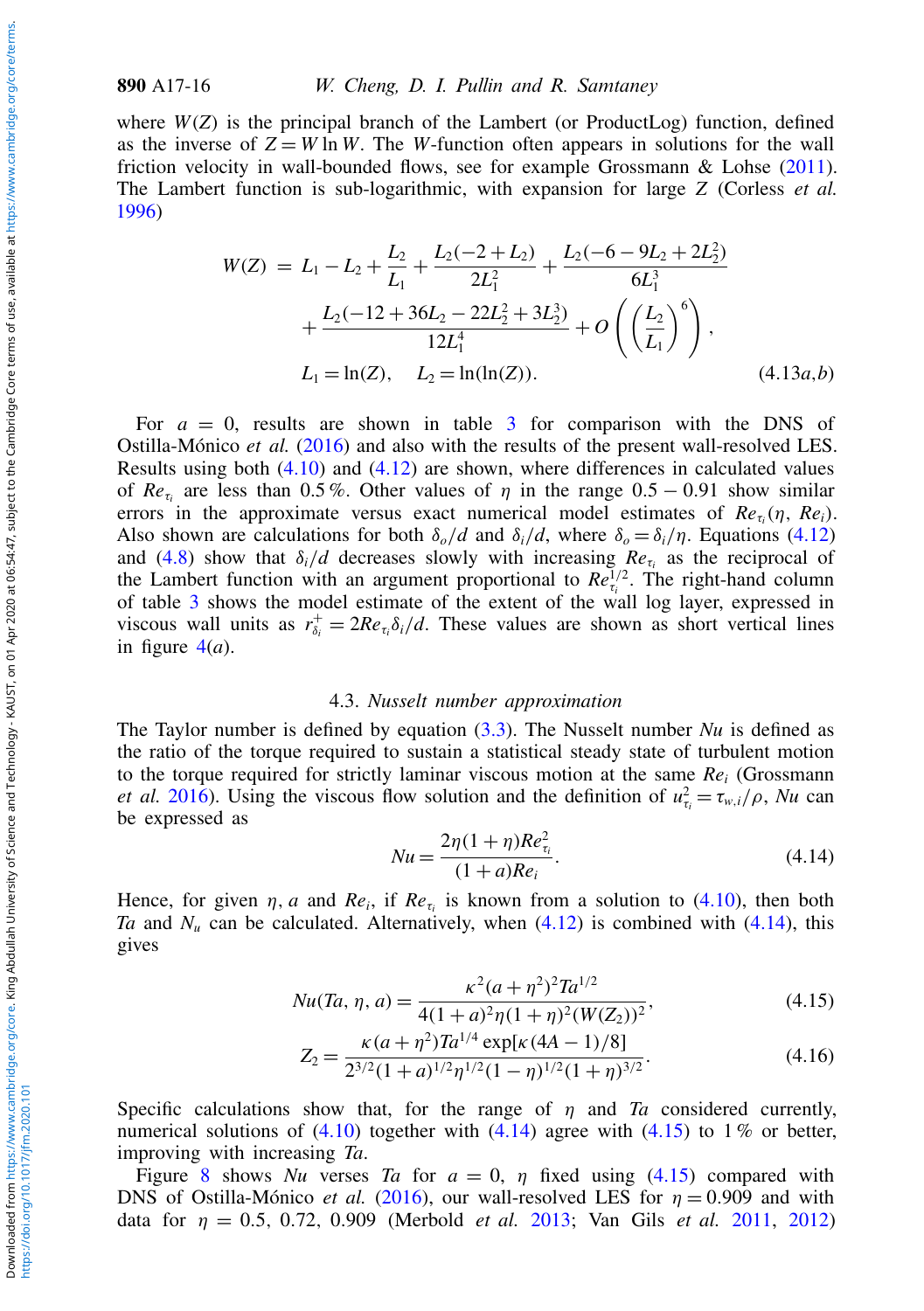where $W(Z)$ is the principal branch of the Lambert (or ProductLog) function, defined as the inverse of $Z = W \ln W$. The $W$-function often appears in solutions for the wall friction velocity in wall-bounded flows, see for example Grossmann & Lohse (2011). The Lambert function is sub-logarithmic, with expansion for large $Z$ (Corless *et al.* 1996)

$$
\begin{aligned}
W(Z) \,=\, & L_1 - L_2 + \frac{L_2}{L_1} + \frac{L_2(-2+L_2)}{2L_1^2} + \frac{L_2(-6-9L_2+2L_2^2)}{6L_1^3} \\
& + \frac{L_2(-12+36L_2-22L_2^2+3L_2^3)}{12L_1^4} + O\left(\left(\frac{L_2}{L_1}\right)^6\right), \\
& L_1 = \ln(Z), \quad L_2 = \ln(\ln(Z)).
\end{aligned} \tag{4.13a,b}
$$

For $a = 0$, results are shown in table 3 for comparison with the DNS of Ostilla-Mónico *et al.* (2016) and also with the results of the present wall-resolved LES. Results using both (4.10) and (4.12) are shown, where differences in calculated values of $Re_{\tau_i}$ are less than 0.5 %. Other values of $\eta$ in the range $0.5 - 0.91$ show similar errors in the approximate versus exact numerical model estimates of $Re_{\tau_i}(\eta, Re_i)$. Also shown are calculations for both $\delta_o/d$ and $\delta_i/d$, where $\delta_o = \delta_i/\eta$. Equations (4.12) and (4.8) show that $\delta_i/d$ decreases slowly with increasing $Re_{\tau_i}$ as the reciprocal of the Lambert function with an argument proportional to $Re_{\tau_i}^{1/2}$. The right-hand column of table 3 shows the model estimate of the extent of the wall log layer, expressed in viscous wall units as $r^+_{\delta_i} = 2Re_{\tau_i}\delta_i/d$. These values are shown as short vertical lines in figure 4(*a*).

### 4.3. *Nusselt number approximation*

The Taylor number is defined by equation (3.3). The Nusselt number $Nu$ is defined as the ratio of the torque required to sustain a statistical steady state of turbulent motion to the torque required for strictly laminar viscous motion at the same $Re_i$ (Grossmann *et al.* 2016). Using the viscous flow solution and the definition of $u^2_{\tau_i} = \tau_{w,i}/\rho$, $Nu$ can be expressed as

$$
Nu = \frac{2\eta(1+\eta)Re^2_{\tau_i}}{(1+a)Re_i}. \tag{4.14}
$$

Hence, for given $\eta$, $a$ and $Re_i$, if $Re_{\tau_i}$ is known from a solution to (4.10), then both $Ta$ and $N_u$ can be calculated. Alternatively, when (4.12) is combined with (4.14), this gives

$$
Nu(Ta, \eta, a) = \frac{\kappa^2(a+\eta^2)^2 Ta^{1/2}}{4(1+a)^2\eta(1+\eta)^2(W(Z_2))^2}, \tag{4.15}
$$

$$
Z_2 = \frac{\kappa(a+\eta^2)Ta^{1/4}\exp[\kappa(4A-1)/8]}{2^{3/2}(1+a)^{1/2}\eta^{1/2}(1-\eta)^{1/2}(1+\eta)^{3/2}}. \tag{4.16}
$$

Specific calculations show that, for the range of $\eta$ and $Ta$ considered currently, numerical solutions of (4.10) together with (4.14) agree with (4.15) to 1 % or better, improving with increasing $Ta$.

Figure 8 shows $Nu$ verses $Ta$ for $a = 0$, $\eta$ fixed using (4.15) compared with DNS of Ostilla-Mónico *et al.* (2016), our wall-resolved LES for $\eta = 0.909$ and with data for $\eta = 0.5$, 0.72, 0.909 (Merbold *et al.* 2013; Van Gils *et al.* 2011, 2012)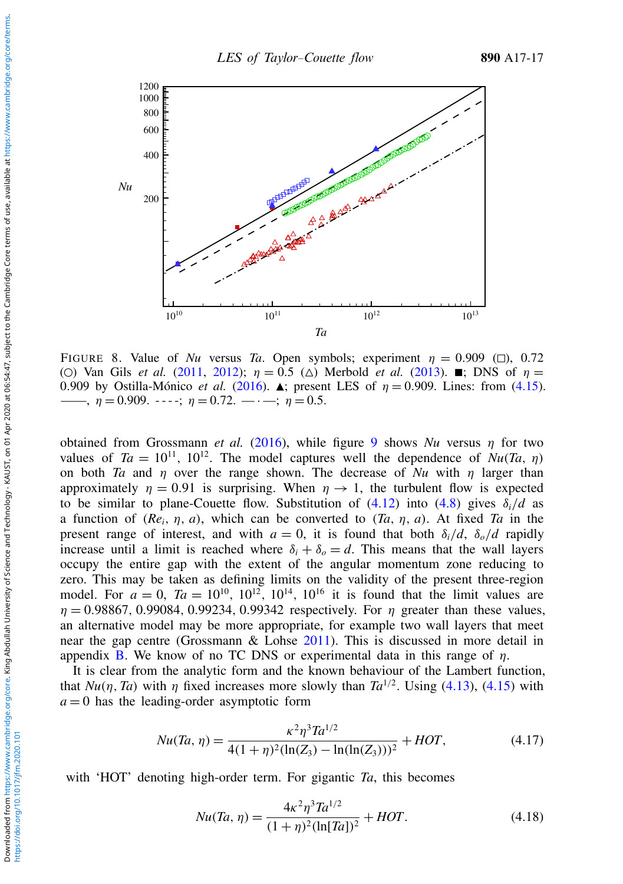FIGURE 8. Value of $Nu$ versus $Ta$. Open symbols; experiment $\eta = 0.909$ (□), 0.72 (○) Van Gils *et al.* (2011, 2012); $\eta = 0.5$ (△) Merbold *et al.* (2013). ■; DNS of $\eta = 0.909$ by Ostilla-Mónico *et al.* (2016). ▲; present LES of $\eta = 0.909$. Lines: from (4.15). ——, $\eta = 0.909$. - - - -; $\eta = 0.72$. — · —; $\eta = 0.5$.

obtained from Grossmann *et al.* (2016), while figure 9 shows $Nu$ versus $\eta$ for two values of $Ta = 10^{11}$, $10^{12}$. The model captures well the dependence of $Nu(Ta, \eta)$ on both $Ta$ and $\eta$ over the range shown. The decrease of $Nu$ with $\eta$ larger than approximately $\eta = 0.91$ is surprising. When $\eta \to 1$, the turbulent flow is expected to be similar to plane-Couette flow. Substitution of (4.12) into (4.8) gives $\delta_i/d$ as a function of $(Re_i, \eta, a)$, which can be converted to $(Ta, \eta, a)$. At fixed $Ta$ in the present range of interest, and with $a = 0$, it is found that both $\delta_i/d$, $\delta_o/d$ rapidly increase until a limit is reached where $\delta_i + \delta_o = d$. This means that the wall layers occupy the entire gap with the extent of the angular momentum zone reducing to zero. This may be taken as defining limits on the validity of the present three-region model. For $a = 0$, $Ta = 10^{10}$, $10^{12}$, $10^{14}$, $10^{16}$ it is found that the limit values are $\eta = 0.98867$, 0.99084, 0.99234, 0.99342 respectively. For $\eta$ greater than these values, an alternative model may be more appropriate, for example two wall layers that meet near the gap centre (Grossmann & Lohse 2011). This is discussed in more detail in appendix B. We know of no TC DNS or experimental data in this range of $\eta$.

It is clear from the analytic form and the known behaviour of the Lambert function, that $Nu(\eta, Ta)$ with $\eta$ fixed increases more slowly than $Ta^{1/2}$. Using (4.13), (4.15) with $a = 0$ has the leading-order asymptotic form

$$Nu(Ta, \eta) = \frac{\kappa^2 \eta^3 Ta^{1/2}}{4(1+\eta)^2(\ln(Z_3) - \ln(\ln(Z_3)))^2} + HOT, \tag{4.17}$$

with 'HOT' denoting high-order term. For gigantic $Ta$, this becomes

$$Nu(Ta, \eta) = \frac{4\kappa^2 \eta^3 Ta^{1/2}}{(1+\eta)^2(\ln[Ta])^2} + HOT. \tag{4.18}$$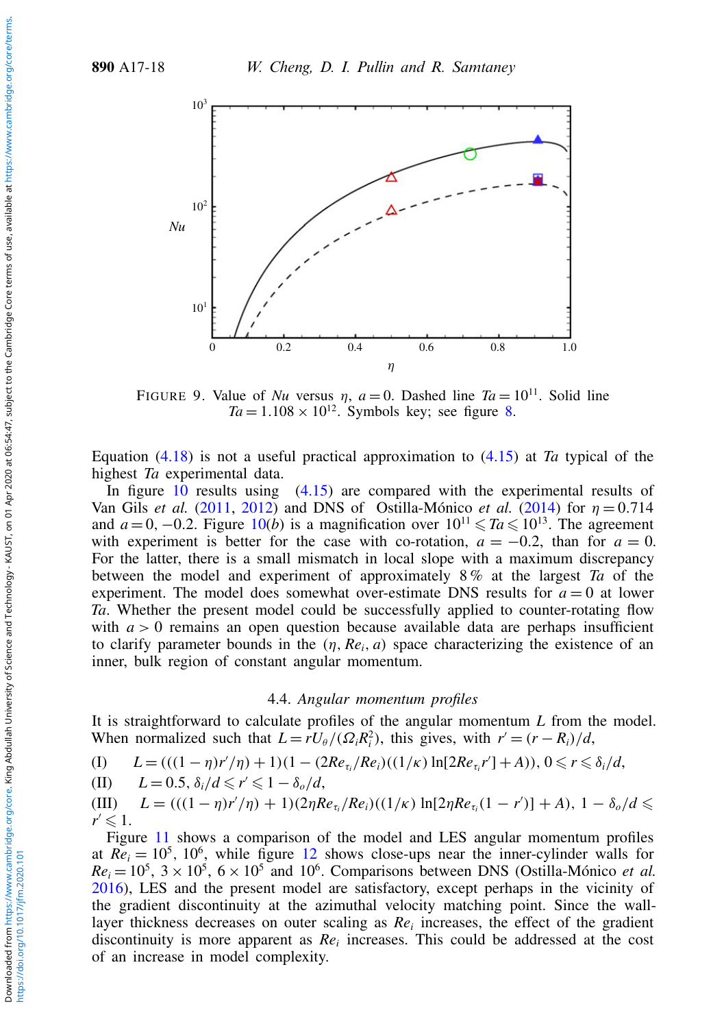FIGURE 9. Value of $Nu$ versus $\eta$, $a = 0$. Dashed line $Ta = 10^{11}$. Solid line $Ta = 1.108 \times 10^{12}$. Symbols key; see figure 8.

Equation (4.18) is not a useful practical approximation to (4.15) at $Ta$ typical of the highest $Ta$ experimental data.

In figure 10 results using (4.15) are compared with the experimental results of Van Gils *et al.* (2011, 2012) and DNS of Ostilla-Mónico *et al.* (2014) for $\eta = 0.714$ and $a = 0, -0.2$. Figure 10(*b*) is a magnification over $10^{11} \leqslant Ta \leqslant 10^{13}$. The agreement with experiment is better for the case with co-rotation, $a = -0.2$, than for $a = 0$. For the latter, there is a small mismatch in local slope with a maximum discrepancy between the model and experiment of approximately 8 % at the largest $Ta$ of the experiment. The model does somewhat over-estimate DNS results for $a = 0$ at lower $Ta$. Whether the present model could be successfully applied to counter-rotating flow with $a > 0$ remains an open question because available data are perhaps insufficient to clarify parameter bounds in the $(\eta, Re_i, a)$ space characterizing the existence of an inner, bulk region of constant angular momentum.

### 4.4. *Angular momentum profiles*

It is straightforward to calculate profiles of the angular momentum $L$ from the model. When normalized such that $L = rU_\theta/(\Omega_i R_i^2)$, this gives, with $r' = (r - R_i)/d$,

(I) $L = (((1-\eta)r'/\eta) + 1)(1 - (2Re_{\tau_i}/Re_i)((1/\kappa)\ln[2Re_{\tau_i} r'] + A)), 0 \leqslant r \leqslant \delta_i/d$,

(II) $L = 0.5, \delta_i/d \leqslant r' \leqslant 1 - \delta_o/d$,

(III) $L = (((1-\eta)r'/\eta) + 1)(2\eta Re_{\tau_i}/Re_i)((1/\kappa)\ln[2\eta Re_{\tau_i}(1 - r')] + A), 1 - \delta_o/d \leqslant r' \leqslant 1$.

Figure 11 shows a comparison of the model and LES angular momentum profiles at $Re_i = 10^5$, $10^6$, while figure 12 shows close-ups near the inner-cylinder walls for $Re_i = 10^5$, $3 \times 10^5$, $6 \times 10^5$ and $10^6$. Comparisons between DNS (Ostilla-Mónico *et al.* 2016), LES and the present model are satisfactory, except perhaps in the vicinity of the gradient discontinuity at the azimuthal velocity matching point. Since the wall-layer thickness decreases on outer scaling as $Re_i$ increases, the effect of the gradient discontinuity is more apparent as $Re_i$ increases. This could be addressed at the cost of an increase in model complexity.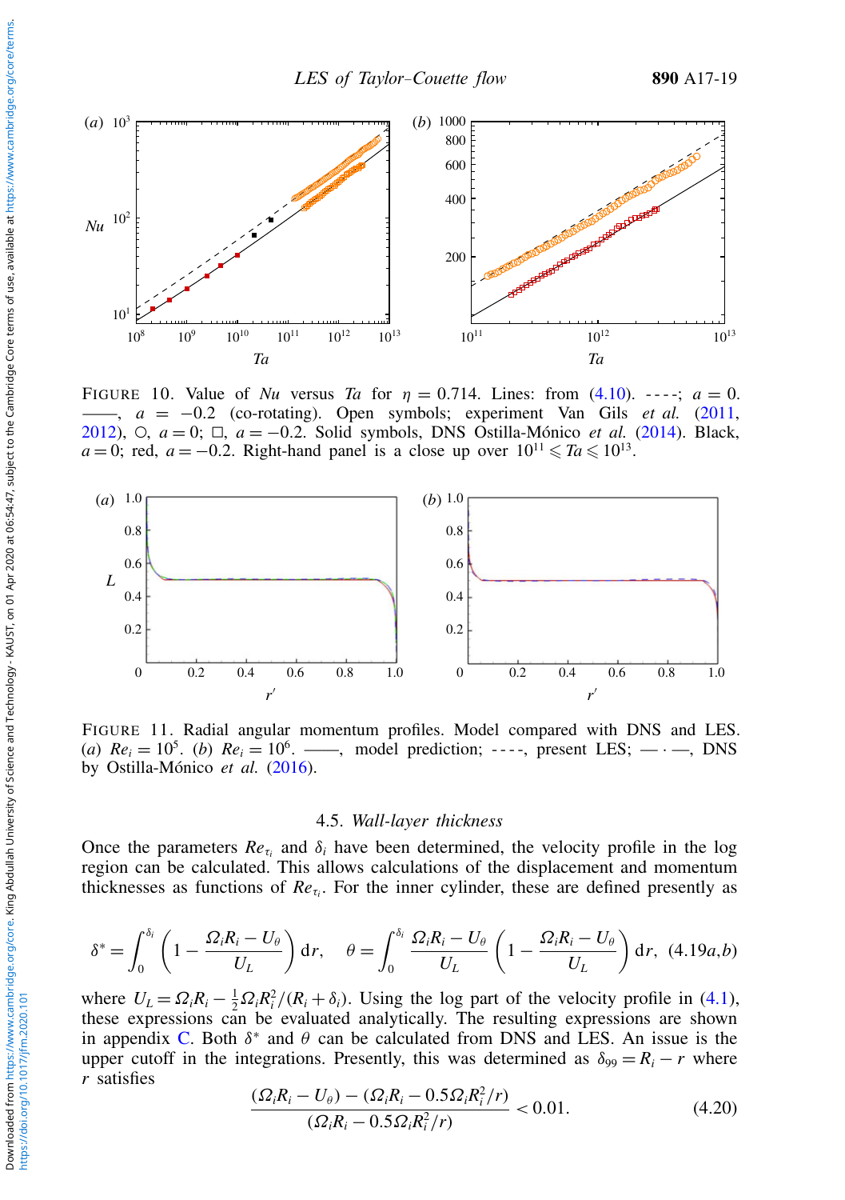FIGURE 10. Value of $Nu$ versus $Ta$ for $\eta = 0.714$. Lines: from (4.10). - - - -; $a = 0$. ——, $a = -0.2$ (co-rotating). Open symbols; experiment Van Gils *et al.* (2011, 2012), ○, $a = 0$; □, $a = -0.2$. Solid symbols, DNS Ostilla-Mónico *et al.* (2014). Black, $a = 0$; red, $a = -0.2$. Right-hand panel is a close up over $10^{11} \leqslant Ta \leqslant 10^{13}$.

FIGURE 11. Radial angular momentum profiles. Model compared with DNS and LES. (*a*) $Re_i = 10^5$. (*b*) $Re_i = 10^6$. ——, model prediction; - - - -, present LES; — · —, DNS by Ostilla-Mónico *et al.* (2016).

### 4.5. *Wall-layer thickness*

Once the parameters $Re_{\tau_i}$ and $\delta_i$ have been determined, the velocity profile in the log region can be calculated. This allows calculations of the displacement and momentum thicknesses as functions of $Re_{\tau_i}$. For the inner cylinder, these are defined presently as

$$\delta^* = \int_0^{\delta_i} \left(1 - \frac{\Omega_i R_i - U_\theta}{U_L}\right) \mathrm{d}r, \quad \theta = \int_0^{\delta_i} \frac{\Omega_i R_i - U_\theta}{U_L} \left(1 - \frac{\Omega_i R_i - U_\theta}{U_L}\right) \mathrm{d}r, \quad (4.19a,b)$$

where $U_L = \Omega_i R_i - \frac{1}{2}\Omega_i R_i^2/(R_i + \delta_i)$. Using the log part of the velocity profile in (4.1), these expressions can be evaluated analytically. The resulting expressions are shown in appendix C. Both $\delta^*$ and $\theta$ can be calculated from DNS and LES. An issue is the upper cutoff in the integrations. Presently, this was determined as $\delta_{99} = R_i - r$ where $r$ satisfies

$$\frac{(\Omega_i R_i - U_\theta) - (\Omega_i R_i - 0.5\Omega_i R_i^2/r)}{(\Omega_i R_i - 0.5\Omega_i R_i^2/r)} < 0.01. \quad (4.20)$$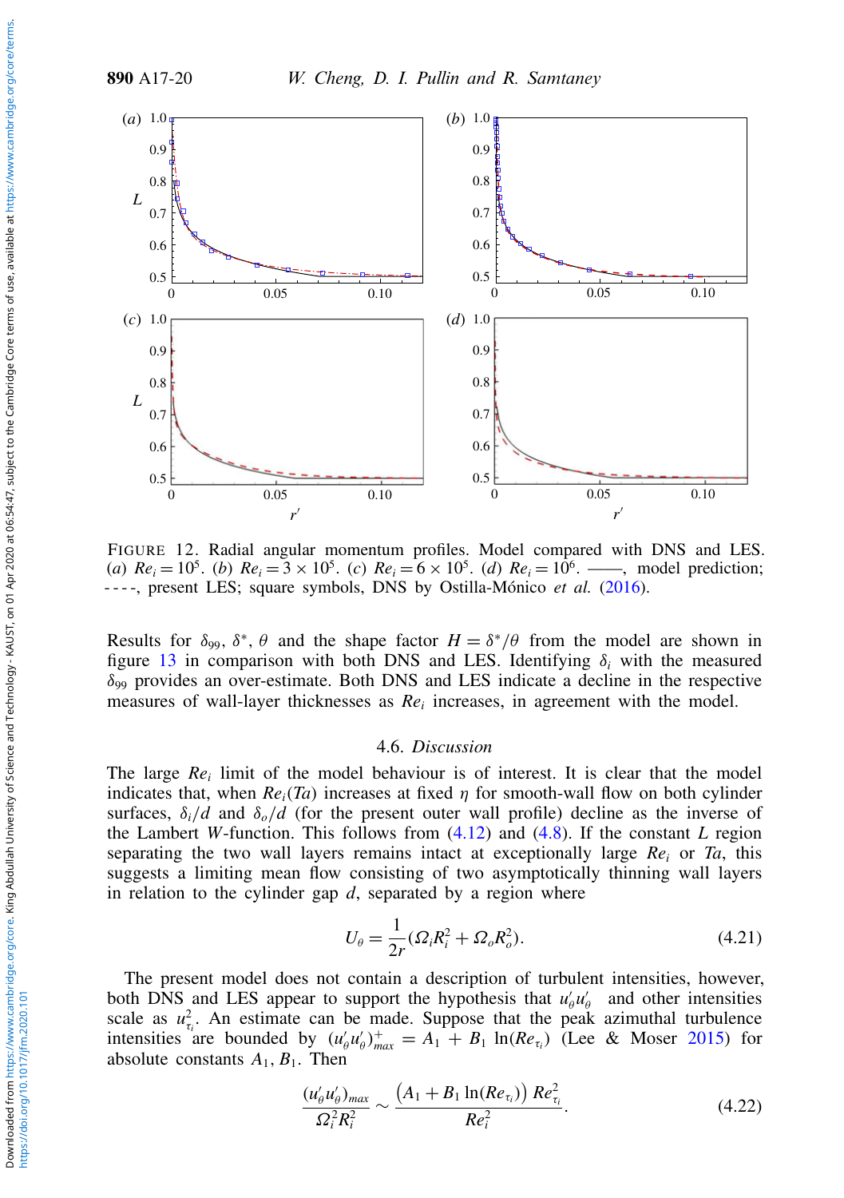FIGURE 12. Radial angular momentum profiles. Model compared with DNS and LES. (*a*) $Re_i = 10^5$. (*b*) $Re_i = 3 \times 10^5$. (*c*) $Re_i = 6 \times 10^5$. (*d*) $Re_i = 10^6$. ——, model prediction; - - - -, present LES; square symbols, DNS by Ostilla-Mónico *et al.* (2016).

Results for $\delta_{99}$, $\delta^*$, $\theta$ and the shape factor $H = \delta^*/\theta$ from the model are shown in figure 13 in comparison with both DNS and LES. Identifying $\delta_i$ with the measured $\delta_{99}$ provides an over-estimate. Both DNS and LES indicate a decline in the respective measures of wall-layer thicknesses as $Re_i$ increases, in agreement with the model.

### 4.6. *Discussion*

The large $Re_i$ limit of the model behaviour is of interest. It is clear that the model indicates that, when $Re_i(Ta)$ increases at fixed $\eta$ for smooth-wall flow on both cylinder surfaces, $\delta_i/d$ and $\delta_o/d$ (for the present outer wall profile) decline as the inverse of the Lambert $W$-function. This follows from (4.12) and (4.8). If the constant $L$ region separating the two wall layers remains intact at exceptionally large $Re_i$ or $Ta$, this suggests a limiting mean flow consisting of two asymptotically thinning wall layers in relation to the cylinder gap $d$, separated by a region where

$$U_\theta = \frac{1}{2r}(\Omega_i R_i^2 + \Omega_o R_o^2). \tag{4.21}$$

The present model does not contain a description of turbulent intensities, however, both DNS and LES appear to support the hypothesis that $u'_\theta u'_\theta$ and other intensities scale as $u_{\tau_i}^2$. An estimate can be made. Suppose that the peak azimuthal turbulence intensities are bounded by $(u'_\theta u'_\theta)^+_{max} = A_1 + B_1 \ln(Re_{\tau_i})$ (Lee & Moser 2015) for absolute constants $A_1$, $B_1$. Then

$$\frac{(u'_\theta u'_\theta)_{max}}{\Omega_i^2 R_i^2} \sim \frac{\left(A_1 + B_1 \ln(Re_{\tau_i})\right) Re_{\tau_i}^2}{Re_i^2}. \tag{4.22}$$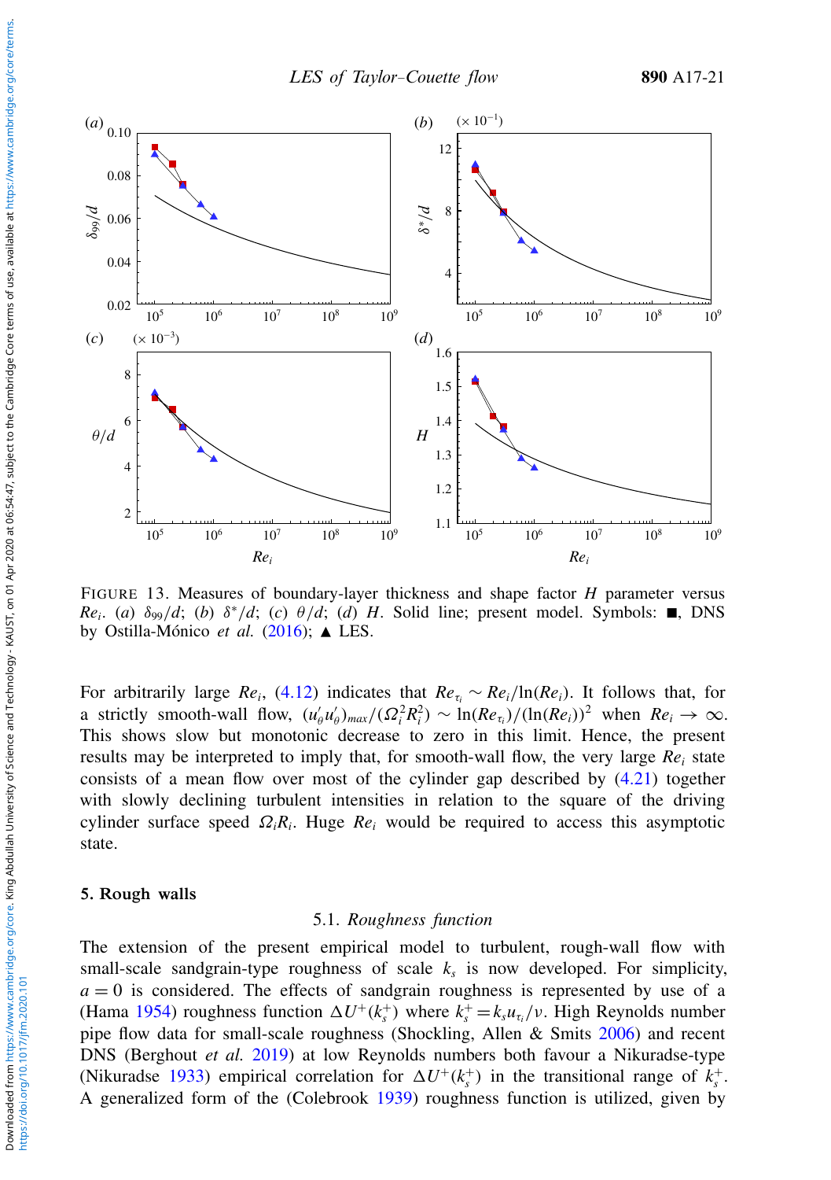FIGURE 13. Measures of boundary-layer thickness and shape factor $H$ parameter versus $Re_i$. (a) $\delta_{99}/d$; (b) $\delta^*/d$; (c) $\theta/d$; (d) $H$. Solid line; present model. Symbols: ■, DNS by Ostilla-Mónico *et al.* (2016); ▲ LES.

For arbitrarily large $Re_i$, (4.12) indicates that $Re_{\tau_i} \sim Re_i/\ln(Re_i)$. It follows that, for a strictly smooth-wall flow, $(u'_\theta u'_\theta)_{max}/(\Omega_i^2 R_i^2) \sim \ln(Re_{\tau_i})/(\ln(Re_i))^2$ when $Re_i \to \infty$. This shows slow but monotonic decrease to zero in this limit. Hence, the present results may be interpreted to imply that, for smooth-wall flow, the very large $Re_i$ state consists of a mean flow over most of the cylinder gap described by (4.21) together with slowly declining turbulent intensities in relation to the square of the driving cylinder surface speed $\Omega_i R_i$. Huge $Re_i$ would be required to access this asymptotic state.

## 5. Rough walls

### 5.1. *Roughness function*

The extension of the present empirical model to turbulent, rough-wall flow with small-scale sandgrain-type roughness of scale $k_s$ is now developed. For simplicity, $a = 0$ is considered. The effects of sandgrain roughness is represented by use of a (Hama 1954) roughness function $\Delta U^+(k_s^+)$ where $k_s^+ = k_s u_{\tau_i}/\nu$. High Reynolds number pipe flow data for small-scale roughness (Shockling, Allen & Smits 2006) and recent DNS (Berghout *et al.* 2019) at low Reynolds numbers both favour a Nikuradse-type (Nikuradse 1933) empirical correlation for $\Delta U^+(k_s^+)$ in the transitional range of $k_s^+$. A generalized form of the (Colebrook 1939) roughness function is utilized, given by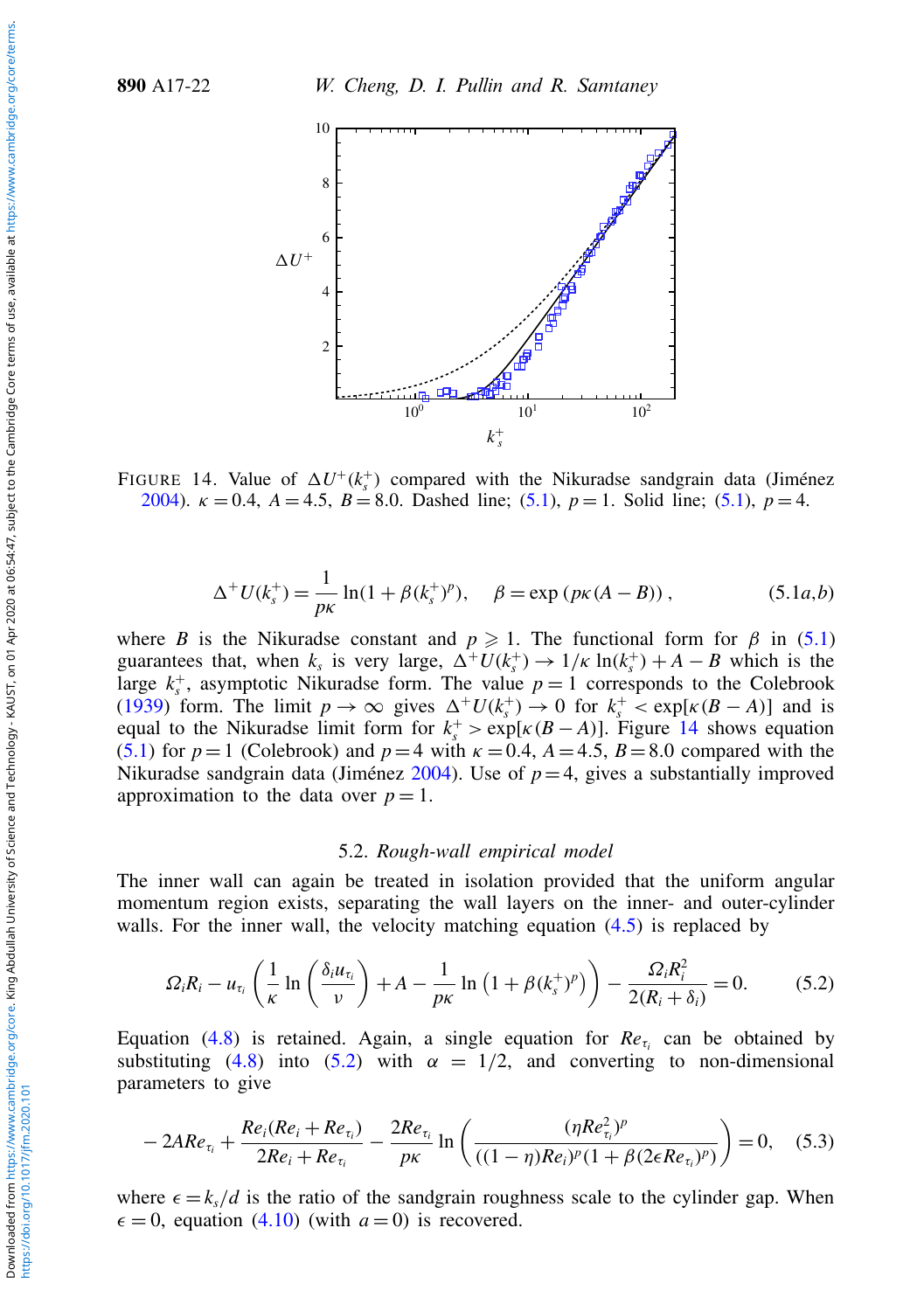FIGURE 14. Value of $\Delta U^+(k_s^+)$ compared with the Nikuradse sandgrain data (Jiménez 2004). $\kappa = 0.4$, $A = 4.5$, $B = 8.0$. Dashed line; (5.1), $p = 1$. Solid line; (5.1), $p = 4$.

$$\Delta^+ U(k_s^+) = \frac{1}{p\kappa} \ln(1 + \beta (k_s^+)^p), \quad \beta = \exp\left(p\kappa(A - B)\right), \tag{5.1a,b}$$

where $B$ is the Nikuradse constant and $p \geqslant 1$. The functional form for $\beta$ in (5.1) guarantees that, when $k_s$ is very large, $\Delta^+ U(k_s^+) \to 1/\kappa \ln(k_s^+) + A - B$ which is the large $k_s^+$, asymptotic Nikuradse form. The value $p = 1$ corresponds to the Colebrook (1939) form. The limit $p \to \infty$ gives $\Delta^+ U(k_s^+) \to 0$ for $k_s^+ < \exp[\kappa(B - A)]$ and is equal to the Nikuradse limit form for $k_s^+ > \exp[\kappa(B - A)]$. Figure 14 shows equation (5.1) for $p = 1$ (Colebrook) and $p = 4$ with $\kappa = 0.4$, $A = 4.5$, $B = 8.0$ compared with the Nikuradse sandgrain data (Jiménez 2004). Use of $p = 4$, gives a substantially improved approximation to the data over $p = 1$.

### 5.2. *Rough-wall empirical model*

The inner wall can again be treated in isolation provided that the uniform angular momentum region exists, separating the wall layers on the inner- and outer-cylinder walls. For the inner wall, the velocity matching equation (4.5) is replaced by

$$\Omega_i R_i - u_{\tau_i} \left( \frac{1}{\kappa} \ln\left(\frac{\delta_i u_{\tau_i}}{\nu}\right) + A - \frac{1}{p\kappa} \ln\left(1 + \beta (k_s^+)^p\right) \right) - \frac{\Omega_i R_i^2}{2(R_i + \delta_i)} = 0. \tag{5.2}$$

Equation (4.8) is retained. Again, a single equation for $Re_{\tau_i}$ can be obtained by substituting (4.8) into (5.2) with $\alpha = 1/2$, and converting to non-dimensional parameters to give

$$-2ARe_{\tau_i} + \frac{Re_i(Re_i + Re_{\tau_i})}{2Re_i + Re_{\tau_i}} - \frac{2Re_{\tau_i}}{p\kappa} \ln\left( \frac{(\eta Re_{\tau_i}^2)^p}{((1-\eta)Re_i)^p (1 + \beta (2\epsilon Re_{\tau_i})^p)} \right) = 0, \tag{5.3}$$

where $\epsilon = k_s/d$ is the ratio of the sandgrain roughness scale to the cylinder gap. When $\epsilon = 0$, equation (4.10) (with $a = 0$) is recovered.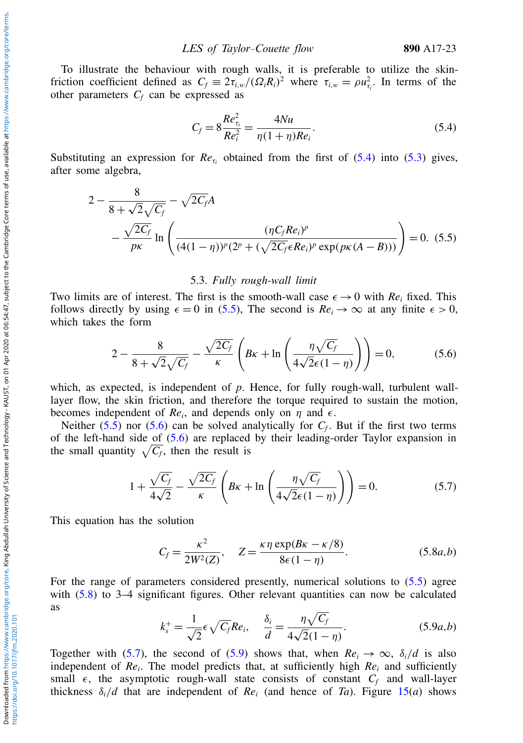To illustrate the behaviour with rough walls, it is preferable to utilize the skin-friction coefficient defined as $C_f \equiv 2\tau_{i,w}/(\Omega_i R_i)^2$ where $\tau_{i,w} = \rho u_{\tau_i}^2$. In terms of the other parameters $C_f$ can be expressed as

$$C_f = 8\frac{Re_{\tau_i}^2}{Re_i^2} = \frac{4Nu}{\eta(1+\eta)Re_i}. \tag{5.4}$$

Substituting an expression for $Re_{\tau_i}$ obtained from the first of (5.4) into (5.3) gives, after some algebra,

$$2 - \frac{8}{8+\sqrt{2}\sqrt{C_f}} - \sqrt{2C_f}A \\ - \frac{\sqrt{2C_f}}{p\kappa}\ln\left(\frac{(\eta C_f Re_i)^p}{(4(1-\eta))^p(2^p + (\sqrt{2C_f}\epsilon Re_i)^p\exp(p\kappa(A-B)))}\right) = 0. \tag{5.5}$$

### 5.3. *Fully rough-wall limit*

Two limits are of interest. The first is the smooth-wall case $\epsilon \to 0$ with $Re_i$ fixed. This follows directly by using $\epsilon = 0$ in (5.5). The second is $Re_i \to \infty$ at any finite $\epsilon > 0$, which takes the form

$$2 - \frac{8}{8+\sqrt{2}\sqrt{C_f}} - \frac{\sqrt{2C_f}}{\kappa}\left(B\kappa + \ln\left(\frac{\eta\sqrt{C_f}}{4\sqrt{2}\epsilon(1-\eta)}\right)\right) = 0, \tag{5.6}$$

which, as expected, is independent of $p$. Hence, for fully rough-wall, turbulent wall-layer flow, the skin friction, and therefore the torque required to sustain the motion, becomes independent of $Re_i$, and depends only on $\eta$ and $\epsilon$.

Neither (5.5) nor (5.6) can be solved analytically for $C_f$. But if the first two terms of the left-hand side of (5.6) are replaced by their leading-order Taylor expansion in the small quantity $\sqrt{C_f}$, then the result is

$$1 + \frac{\sqrt{C_f}}{4\sqrt{2}} - \frac{\sqrt{2C_f}}{\kappa}\left(B\kappa + \ln\left(\frac{\eta\sqrt{C_f}}{4\sqrt{2}\epsilon(1-\eta)}\right)\right) = 0. \tag{5.7}$$

This equation has the solution

$$C_f = \frac{\kappa^2}{2W^2(Z)}, \quad Z = \frac{\kappa\eta\exp(B\kappa - \kappa/8)}{8\epsilon(1-\eta)}. \tag{5.8a,b}$$

For the range of parameters considered presently, numerical solutions to (5.5) agree with (5.8) to 3–4 significant figures. Other relevant quantities can now be calculated as

$$k_s^+ = \frac{1}{\sqrt{2}}\epsilon\sqrt{C_f}Re_i, \quad \frac{\delta_i}{d} = \frac{\eta\sqrt{C_f}}{4\sqrt{2}(1-\eta)}. \tag{5.9a,b}$$

Together with (5.7), the second of (5.9) shows that, when $Re_i \to \infty$, $\delta_i/d$ is also independent of $Re_i$. The model predicts that, at sufficiently high $Re_i$ and sufficiently small $\epsilon$, the asymptotic rough-wall state consists of constant $C_f$ and wall-layer thickness $\delta_i/d$ that are independent of $Re_i$ (and hence of $Ta$). Figure 15(*a*) shows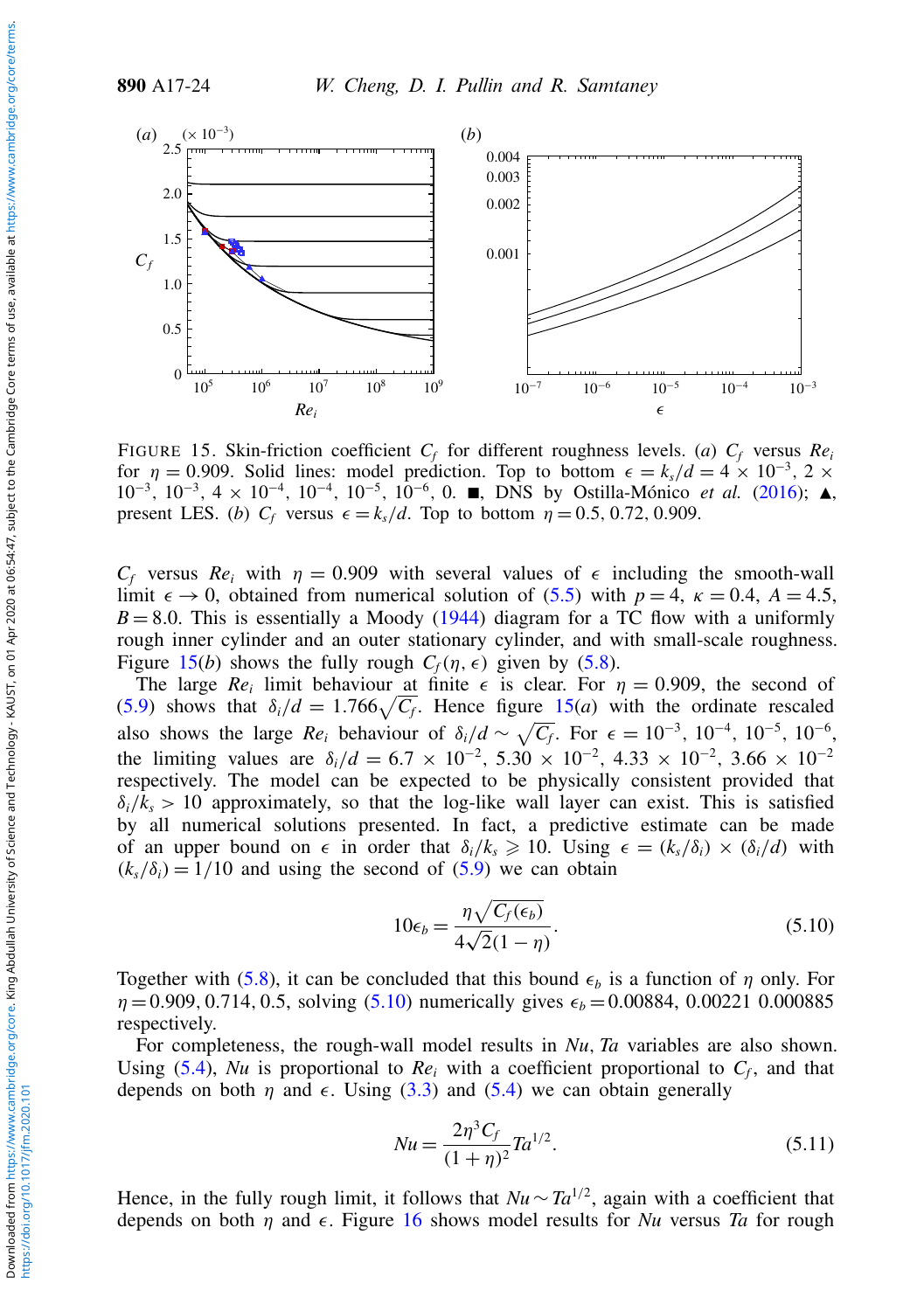FIGURE 15. Skin-friction coefficient $C_f$ for different roughness levels. (*a*) $C_f$ versus $Re_i$ for $\eta = 0.909$. Solid lines: model prediction. Top to bottom $\epsilon = k_s/d = 4 \times 10^{-3}$, $2 \times 10^{-3}$, $10^{-3}$, $4 \times 10^{-4}$, $10^{-4}$, $10^{-5}$, $10^{-6}$, 0. ■, DNS by Ostilla-Mónico *et al.* (2016); ▲, present LES. (*b*) $C_f$ versus $\epsilon = k_s/d$. Top to bottom $\eta = 0.5, 0.72, 0.909$.

$C_f$ versus $Re_i$ with $\eta = 0.909$ with several values of $\epsilon$ including the smooth-wall limit $\epsilon \to 0$, obtained from numerical solution of (5.5) with $p = 4$, $\kappa = 0.4$, $A = 4.5$, $B = 8.0$. This is essentially a Moody (1944) diagram for a TC flow with a uniformly rough inner cylinder and an outer stationary cylinder, and with small-scale roughness. Figure 15(*b*) shows the fully rough $C_f(\eta, \epsilon)$ given by (5.8).

The large $Re_i$ limit behaviour at finite $\epsilon$ is clear. For $\eta = 0.909$, the second of (5.9) shows that $\delta_i/d = 1.766\sqrt{C_f}$. Hence figure 15(*a*) with the ordinate rescaled also shows the large $Re_i$ behaviour of $\delta_i/d \sim \sqrt{C_f}$. For $\epsilon = 10^{-3}$, $10^{-4}$, $10^{-5}$, $10^{-6}$, the limiting values are $\delta_i/d = 6.7 \times 10^{-2}$, $5.30 \times 10^{-2}$, $4.33 \times 10^{-2}$, $3.66 \times 10^{-2}$ respectively. The model can be expected to be physically consistent provided that $\delta_i/k_s > 10$ approximately, so that the log-like wall layer can exist. This is satisfied by all numerical solutions presented. In fact, a predictive estimate can be made of an upper bound on $\epsilon$ in order that $\delta_i/k_s \geqslant 10$. Using $\epsilon = (k_s/\delta_i) \times (\delta_i/d)$ with $(k_s/\delta_i) = 1/10$ and using the second of (5.9) we can obtain

$$10\epsilon_b = \frac{\eta\sqrt{C_f(\epsilon_b)}}{4\sqrt{2}(1-\eta)}. \tag{5.10}$$

Together with (5.8), it can be concluded that this bound $\epsilon_b$ is a function of $\eta$ only. For $\eta = 0.909, 0.714, 0.5$, solving (5.10) numerically gives $\epsilon_b = 0.00884$, 0.00221 0.000885 respectively.

For completeness, the rough-wall model results in $Nu, Ta$ variables are also shown. Using (5.4), $Nu$ is proportional to $Re_i$ with a coefficient proportional to $C_f$, and that depends on both $\eta$ and $\epsilon$. Using (3.3) and (5.4) we can obtain generally

$$Nu = \frac{2\eta^3 C_f}{(1+\eta)^2} Ta^{1/2}. \tag{5.11}$$

Hence, in the fully rough limit, it follows that $Nu \sim Ta^{1/2}$, again with a coefficient that depends on both $\eta$ and $\epsilon$. Figure 16 shows model results for $Nu$ versus $Ta$ for rough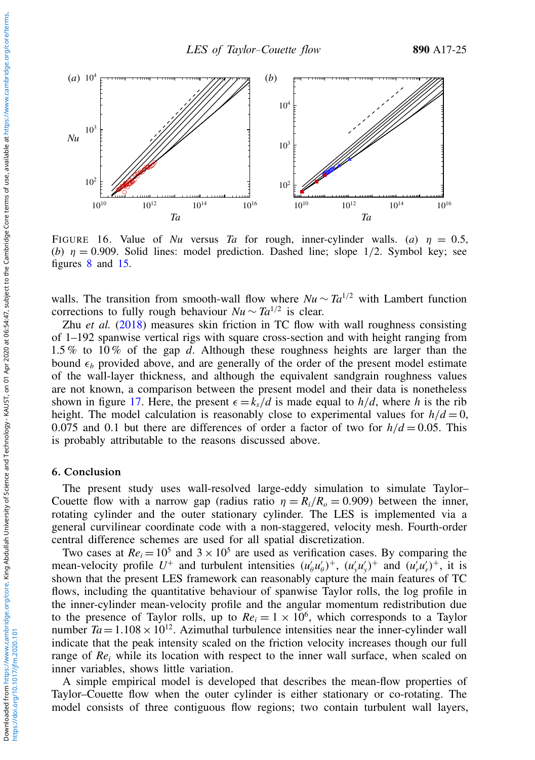FIGURE 16. Value of $Nu$ versus $Ta$ for rough, inner-cylinder walls. (*a*) $\eta = 0.5$, (*b*) $\eta = 0.909$. Solid lines: model prediction. Dashed line; slope 1/2. Symbol key; see figures 8 and 15.

walls. The transition from smooth-wall flow where $Nu \sim Ta^{1/2}$ with Lambert function corrections to fully rough behaviour $Nu \sim Ta^{1/2}$ is clear.

Zhu *et al.* (2018) measures skin friction in TC flow with wall roughness consisting of 1–192 spanwise vertical rigs with square cross-section and with height ranging from 1.5 % to 10 % of the gap $d$. Although these roughness heights are larger than the bound $\epsilon_b$ provided above, and are generally of the order of the present model estimate of the wall-layer thickness, and although the equivalent sandgrain roughness values are not known, a comparison between the present model and their data is nonetheless shown in figure 17. Here, the present $\epsilon = k_s/d$ is made equal to $h/d$, where $h$ is the rib height. The model calculation is reasonably close to experimental values for $h/d = 0$, 0.075 and 0.1 but there are differences of order a factor of two for $h/d = 0.05$. This is probably attributable to the reasons discussed above.

## 6. Conclusion

The present study uses wall-resolved large-eddy simulation to simulate Taylor–Couette flow with a narrow gap (radius ratio $\eta = R_i/R_o = 0.909$) between the inner, rotating cylinder and the outer stationary cylinder. The LES is implemented via a general curvilinear coordinate code with a non-staggered, velocity mesh. Fourth-order central difference schemes are used for all spatial discretization.

Two cases at $Re_i = 10^5$ and $3 \times 10^5$ are used as verification cases. By comparing the mean-velocity profile $U^+$ and turbulent intensities $(u'_\theta u'_\theta)^+$, $(u'_y u'_y)^+$ and $(u'_r u'_r)^+$, it is shown that the present LES framework can reasonably capture the main features of TC flows, including the quantitative behaviour of spanwise Taylor rolls, the log profile in the inner-cylinder mean-velocity profile and the angular momentum redistribution due to the presence of Taylor rolls, up to $Re_i = 1 \times 10^6$, which corresponds to a Taylor number $Ta = 1.108 \times 10^{12}$. Azimuthal turbulence intensities near the inner-cylinder wall indicate that the peak intensity scaled on the friction velocity increases though our full range of $Re_i$ while its location with respect to the inner wall surface, when scaled on inner variables, shows little variation.

A simple empirical model is developed that describes the mean-flow properties of Taylor–Couette flow when the outer cylinder is either stationary or co-rotating. The model consists of three contiguous flow regions; two contain turbulent wall layers,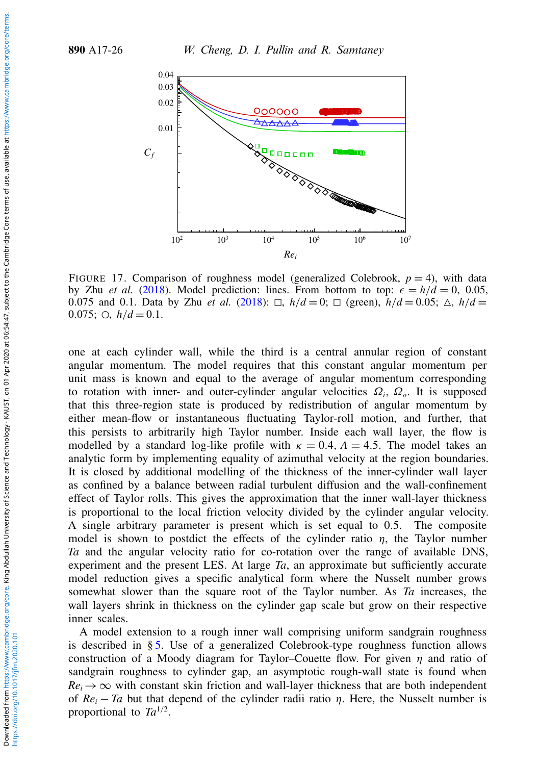FIGURE 17. Comparison of roughness model (generalized Colebrook, $p = 4$), with data by Zhu *et al.* (2018). Model prediction: lines. From bottom to top: $\epsilon = h/d = 0$, 0.05, 0.075 and 0.1. Data by Zhu *et al.* (2018): □, $h/d = 0$; □ (green), $h/d = 0.05$; △, $h/d = 0.075$; ○, $h/d = 0.1$.

one at each cylinder wall, while the third is a central annular region of constant angular momentum. The model requires that this constant angular momentum per unit mass is known and equal to the average of angular momentum corresponding to rotation with inner- and outer-cylinder angular velocities $\Omega_i$, $\Omega_o$. It is supposed that this three-region state is produced by redistribution of angular momentum by either mean-flow or instantaneous fluctuating Taylor-roll motion, and further, that this persists to arbitrarily high Taylor number. Inside each wall layer, the flow is modelled by a standard log-like profile with $\kappa = 0.4$, $A = 4.5$. The model takes an analytic form by implementing equality of azimuthal velocity at the region boundaries. It is closed by additional modelling of the thickness of the inner-cylinder wall layer as confined by a balance between radial turbulent diffusion and the wall-confinement effect of Taylor rolls. This gives the approximation that the inner wall-layer thickness is proportional to the local friction velocity divided by the cylinder angular velocity. A single arbitrary parameter is present which is set equal to 0.5. The composite model is shown to postdict the effects of the cylinder ratio $\eta$, the Taylor number $Ta$ and the angular velocity ratio for co-rotation over the range of available DNS, experiment and the present LES. At large $Ta$, an approximate but sufficiently accurate model reduction gives a specific analytical form where the Nusselt number grows somewhat slower than the square root of the Taylor number. As $Ta$ increases, the wall layers shrink in thickness on the cylinder gap scale but grow on their respective inner scales.

A model extension to a rough inner wall comprising uniform sandgrain roughness is described in § 5. Use of a generalized Colebrook-type roughness function allows construction of a Moody diagram for Taylor–Couette flow. For given $\eta$ and ratio of sandgrain roughness to cylinder gap, an asymptotic rough-wall state is found when $Re_i \to \infty$ with constant skin friction and wall-layer thickness that are both independent of $Re_i - Ta$ but that depend of the cylinder radii ratio $\eta$. Here, the Nusselt number is proportional to $Ta^{1/2}$.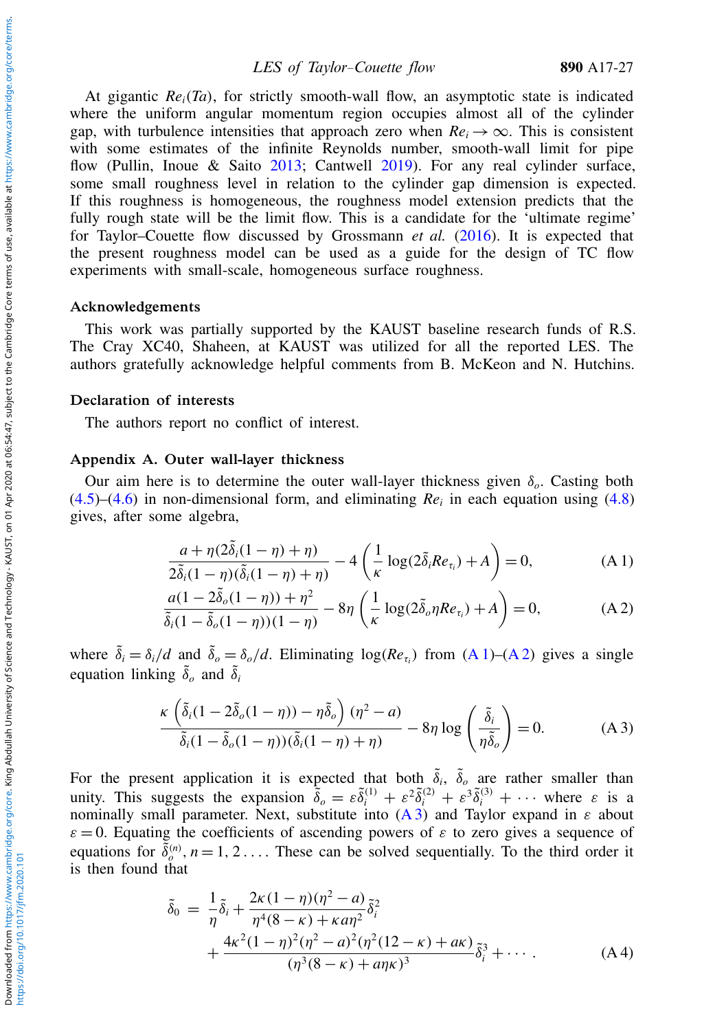At gigantic $Re_i(Ta)$, for strictly smooth-wall flow, an asymptotic state is indicated where the uniform angular momentum region occupies almost all of the cylinder gap, with turbulence intensities that approach zero when $Re_i \rightarrow \infty$. This is consistent with some estimates of the infinite Reynolds number, smooth-wall limit for pipe flow (Pullin, Inoue & Saito 2013; Cantwell 2019). For any real cylinder surface, some small roughness level in relation to the cylinder gap dimension is expected. If this roughness is homogeneous, the roughness model extension predicts that the fully rough state will be the limit flow. This is a candidate for the 'ultimate regime' for Taylor–Couette flow discussed by Grossmann *et al.* (2016). It is expected that the present roughness model can be used as a guide for the design of TC flow experiments with small-scale, homogeneous surface roughness.

## Acknowledgements

This work was partially supported by the KAUST baseline research funds of R.S. The Cray XC40, Shaheen, at KAUST was utilized for all the reported LES. The authors gratefully acknowledge helpful comments from B. McKeon and N. Hutchins.

## Declaration of interests

The authors report no conflict of interest.

## Appendix A. Outer wall-layer thickness

Our aim here is to determine the outer wall-layer thickness given $\delta_o$. Casting both (4.5)–(4.6) in non-dimensional form, and eliminating $Re_i$ in each equation using (4.8) gives, after some algebra,

$$\frac{a+\eta(2\tilde{\delta}_i(1-\eta)+\eta)}{2\tilde{\delta}_i(1-\eta)(\tilde{\delta}_i(1-\eta)+\eta)} - 4\left(\frac{1}{\kappa}\log(2\tilde{\delta}_i Re_{\tau_i}) + A\right) = 0, \tag{A 1}$$

$$\frac{a(1-2\tilde{\delta}_o(1-\eta))+\eta^2}{\tilde{\delta}_i(1-\tilde{\delta}_o(1-\eta))(1-\eta)} - 8\eta\left(\frac{1}{\kappa}\log(2\tilde{\delta}_o\eta Re_{\tau_i}) + A\right) = 0, \tag{A 2}$$

where $\tilde{\delta}_i = \delta_i/d$ and $\tilde{\delta}_o = \delta_o/d$. Eliminating $\log(Re_{\tau_i})$ from (A 1)–(A 2) gives a single equation linking $\tilde{\delta}_o$ and $\tilde{\delta}_i$

$$\frac{\kappa\left(\tilde{\delta}_i(1-2\tilde{\delta}_o(1-\eta)) - \eta\tilde{\delta}_o\right)(\eta^2-a)}{\tilde{\delta}_i(1-\tilde{\delta}_o(1-\eta))(\tilde{\delta}_i(1-\eta)+\eta)} - 8\eta\log\left(\frac{\tilde{\delta}_i}{\eta\tilde{\delta}_o}\right) = 0. \tag{A 3}$$

For the present application it is expected that both $\tilde{\delta}_i$, $\tilde{\delta}_o$ are rather smaller than unity. This suggests the expansion $\tilde{\delta}_o = \varepsilon\tilde{\delta}_i^{(1)} + \varepsilon^2\tilde{\delta}_i^{(2)} + \varepsilon^3\tilde{\delta}_i^{(3)} + \cdots$ where $\varepsilon$ is a nominally small parameter. Next, substitute into (A 3) and Taylor expand in $\varepsilon$ about $\varepsilon = 0$. Equating the coefficients of ascending powers of $\varepsilon$ to zero gives a sequence of equations for $\tilde{\delta}_o^{(n)}, n = 1, 2 \ldots$. These can be solved sequentially. To the third order it is then found that

$$\begin{aligned}\tilde{\delta}_0 = {} & \frac{1}{\eta}\tilde{\delta}_i + \frac{2\kappa(1-\eta)(\eta^2-a)}{\eta^4(8-\kappa)+\kappa a\eta^2}\tilde{\delta}_i^2 \\ & + \frac{4\kappa^2(1-\eta)^2(\eta^2-a)^2(\eta^2(12-\kappa)+a\kappa)}{(\eta^3(8-\kappa)+a\eta\kappa)^3}\tilde{\delta}_i^3 + \cdots .\end{aligned} \tag{A 4}$$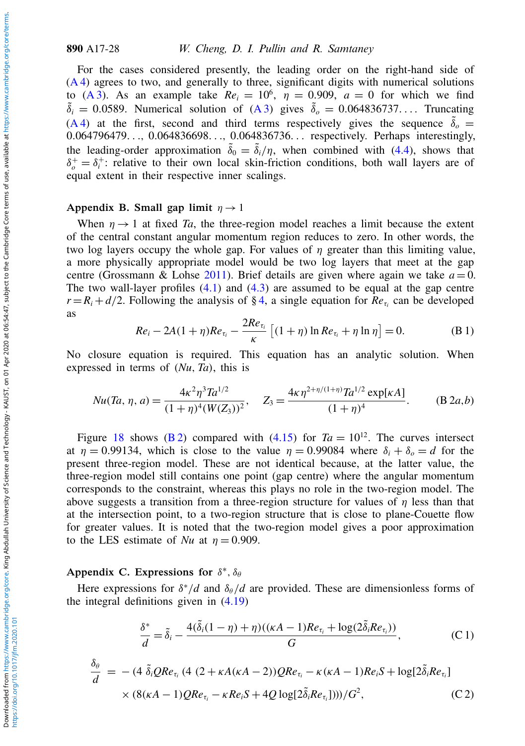For the cases considered presently, the leading order on the right-hand side of (A 4) agrees to two, and generally to three, significant digits with numerical solutions to (A 3). As an example take $Re_i = 10^6$, $\eta = 0.909$, $a = 0$ for which we find $\tilde{\delta}_i = 0.0589$. Numerical solution of (A 3) gives $\tilde{\delta}_o = 0.064836737\ldots$. Truncating (A 4) at the first, second and third terms respectively gives the sequence $\tilde{\delta}_o = 0.064796479\ldots$, $0.064836698\ldots$, $0.064836736\ldots$ respectively. Perhaps interestingly, the leading-order approximation $\tilde{\delta}_0 = \tilde{\delta}_i/\eta$, when combined with (4.4), shows that $\delta_o^+ = \delta_i^+$: relative to their own local skin-friction conditions, both wall layers are of equal extent in their respective inner scalings.

## Appendix B. Small gap limit $\eta \to 1$

When $\eta \to 1$ at fixed $Ta$, the three-region model reaches a limit because the extent of the central constant angular momentum region reduces to zero. In other words, the two log layers occupy the whole gap. For values of $\eta$ greater than this limiting value, a more physically appropriate model would be two log layers that meet at the gap centre (Grossmann & Lohse 2011). Brief details are given where again we take $a = 0$. The two wall-layer profiles (4.1) and (4.3) are assumed to be equal at the gap centre $r = R_i + d/2$. Following the analysis of § 4, a single equation for $Re_{\tau_i}$ can be developed as

$$Re_i - 2A(1+\eta)Re_{\tau_i} - \frac{2Re_{\tau_i}}{\kappa}\left[(1+\eta)\ln Re_{\tau_i} + \eta \ln \eta\right] = 0. \tag{B 1}$$

No closure equation is required. This equation has an analytic solution. When expressed in terms of $(Nu, Ta)$, this is

$$Nu(Ta, \eta, a) = \frac{4\kappa^2 \eta^3 Ta^{1/2}}{(1+\eta)^4 (W(Z_3))^2}, \quad Z_3 = \frac{4\kappa \eta^{2+\eta/(1+\eta)} Ta^{1/2} \exp[\kappa A]}{(1+\eta)^4}. \tag{B 2a,b}$$

Figure 18 shows (B 2) compared with (4.15) for $Ta = 10^{12}$. The curves intersect at $\eta = 0.99134$, which is close to the value $\eta = 0.99084$ where $\delta_i + \delta_o = d$ for the present three-region model. These are not identical because, at the latter value, the three-region model still contains one point (gap centre) where the angular momentum corresponds to the constraint, whereas this plays no role in the two-region model. The above suggests a transition from a three-region structure for values of $\eta$ less than that at the intersection point, to a two-region structure that is close to plane-Couette flow for greater values. It is noted that the two-region model gives a poor approximation to the LES estimate of $Nu$ at $\eta = 0.909$.

## Appendix C. Expressions for $\delta^*$, $\delta_\theta$

Here expressions for $\delta^*/d$ and $\delta_\theta/d$ are provided. These are dimensionless forms of the integral definitions given in (4.19)

$$\frac{\delta^*}{d} = \tilde{\delta}_i - \frac{4(\tilde{\delta}_i(1-\eta)+\eta)((\kappa A - 1)Re_{\tau_i} + \log(2\tilde{\delta}_i Re_{\tau_i}))}{G}, \tag{C 1}$$

$$\begin{aligned}\frac{\delta_\theta}{d} = &-(4\,\tilde{\delta}_i Q Re_{\tau_i}(4\,(2+\kappa A(\kappa A - 2))Q Re_{\tau_i} - \kappa(\kappa A - 1)Re_i S + \log[2\tilde{\delta}_i Re_{\tau_i}] \\ &\times (8(\kappa A - 1)Q Re_{\tau_i} - \kappa Re_i S + 4Q\log[2\tilde{\delta}_i Re_{\tau_i}])))/G^2,\end{aligned} \tag{C 2}$$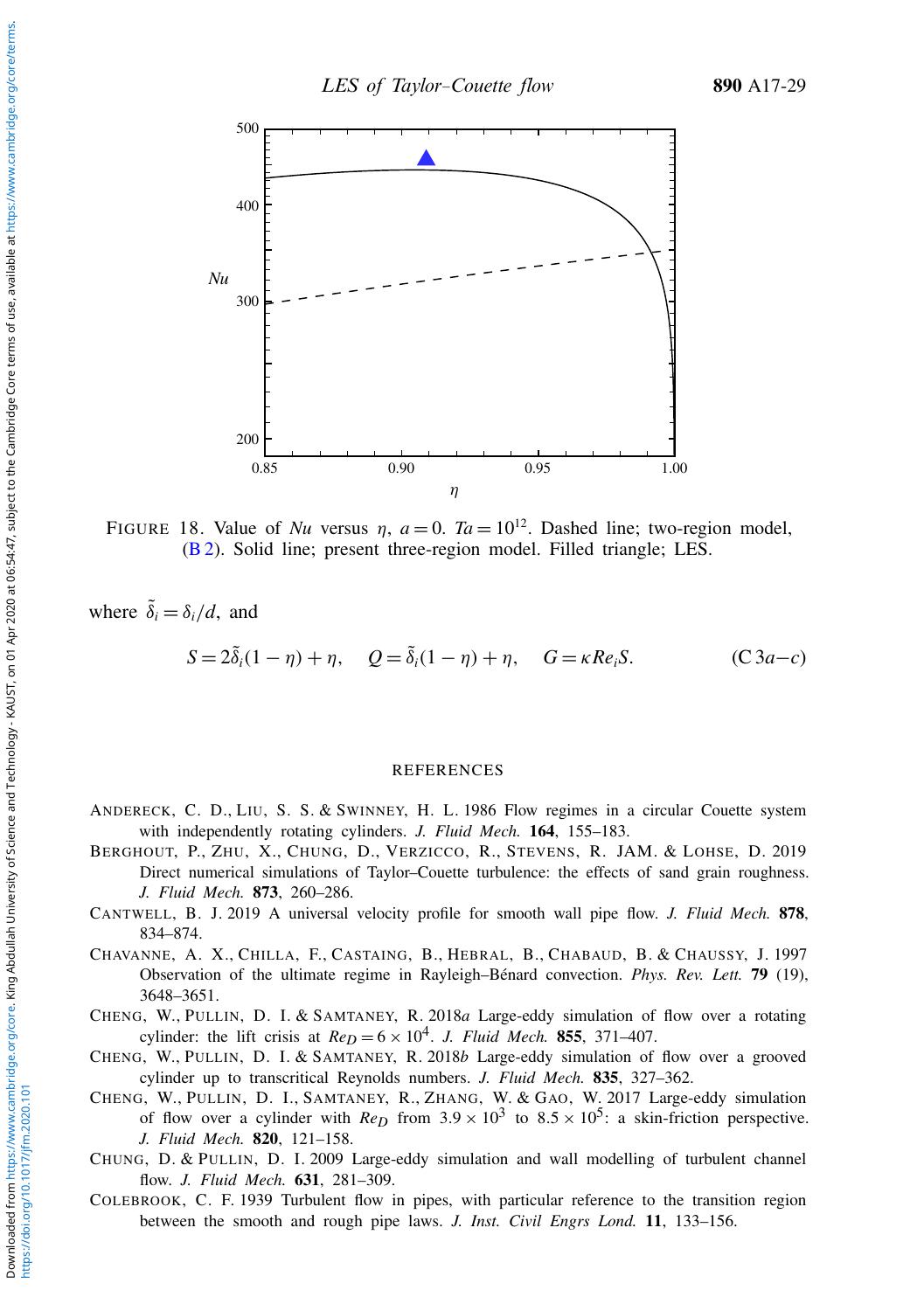FIGURE 18. Value of $Nu$ versus $\eta$, $a=0$. $Ta=10^{12}$. Dashed line; two-region model, (B 2). Solid line; present three-region model. Filled triangle; LES.

where $\tilde{\delta}_i = \delta_i/d$, and

$$S = 2\tilde{\delta}_i(1-\eta)+\eta, \quad Q = \tilde{\delta}_i(1-\eta)+\eta, \quad G = \kappa Re_i S. \tag{C 3a–c}$$

## REFERENCES

ANDERECK, C. D., LIU, S. S. & SWINNEY, H. L. 1986 Flow regimes in a circular Couette system with independently rotating cylinders. *J. Fluid Mech.* **164**, 155–183.

BERGHOUT, P., ZHU, X., CHUNG, D., VERZICCO, R., STEVENS, R. JAM. & LOHSE, D. 2019 Direct numerical simulations of Taylor–Couette turbulence: the effects of sand grain roughness. *J. Fluid Mech.* **873**, 260–286.

CANTWELL, B. J. 2019 A universal velocity profile for smooth wall pipe flow. *J. Fluid Mech.* **878**, 834–874.

CHAVANNE, A. X., CHILLA, F., CASTAING, B., HEBRAL, B., CHABAUD, B. & CHAUSSY, J. 1997 Observation of the ultimate regime in Rayleigh–Bénard convection. *Phys. Rev. Lett.* **79** (19), 3648–3651.

CHENG, W., PULLIN, D. I. & SAMTANEY, R. 2018*a* Large-eddy simulation of flow over a rotating cylinder: the lift crisis at $Re_D = 6\times10^4$. *J. Fluid Mech.* **855**, 371–407.

CHENG, W., PULLIN, D. I. & SAMTANEY, R. 2018*b* Large-eddy simulation of flow over a grooved cylinder up to transcritical Reynolds numbers. *J. Fluid Mech.* **835**, 327–362.

CHENG, W., PULLIN, D. I., SAMTANEY, R., ZHANG, W. & GAO, W. 2017 Large-eddy simulation of flow over a cylinder with $Re_D$ from $3.9\times10^3$ to $8.5\times10^5$: a skin-friction perspective. *J. Fluid Mech.* **820**, 121–158.

CHUNG, D. & PULLIN, D. I. 2009 Large-eddy simulation and wall modelling of turbulent channel flow. *J. Fluid Mech.* **631**, 281–309.

COLEBROOK, C. F. 1939 Turbulent flow in pipes, with particular reference to the transition region between the smooth and rough pipe laws. *J. Inst. Civil Engrs Lond.* **11**, 133–156.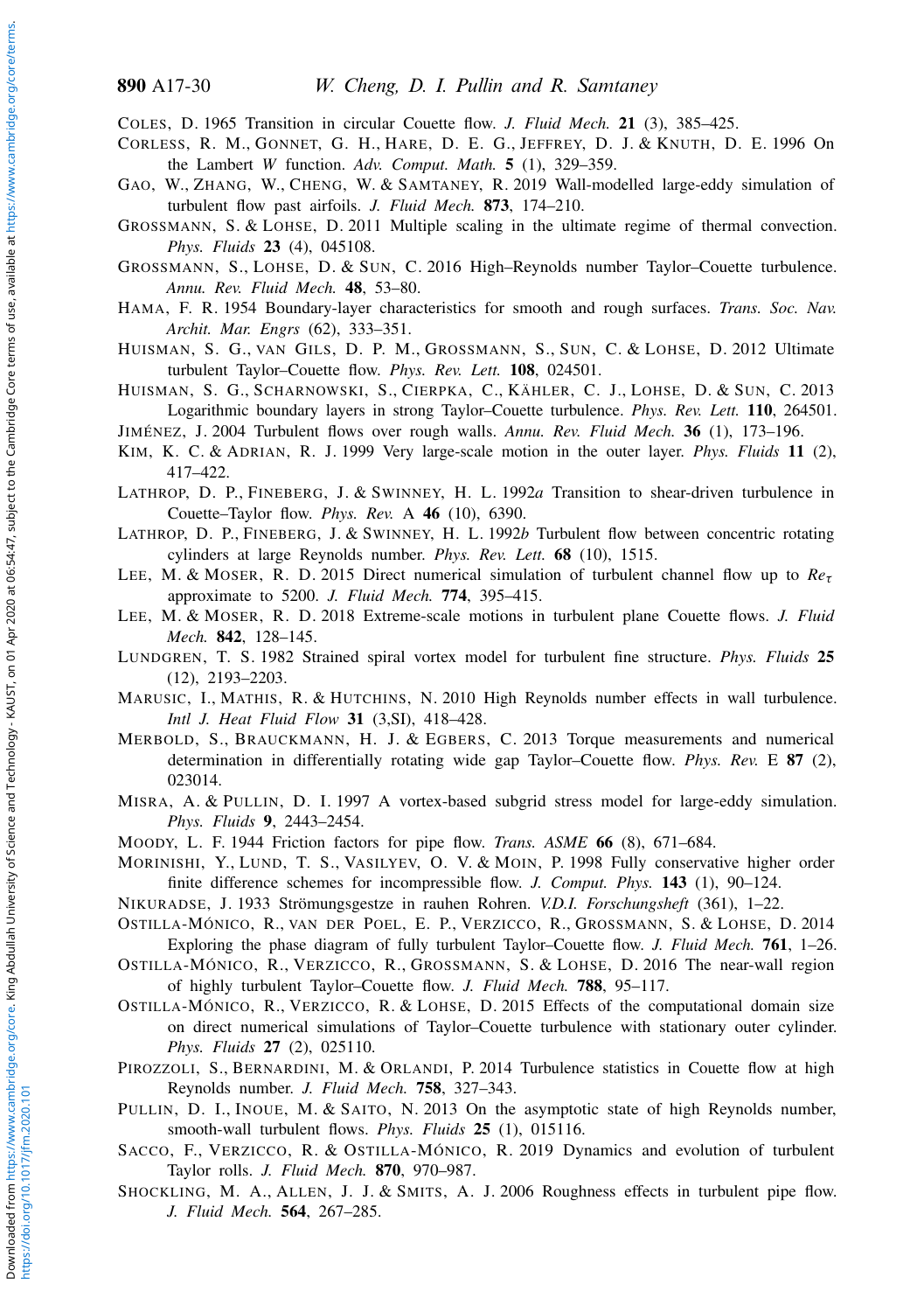COLES, D. 1965 Transition in circular Couette flow. *J. Fluid Mech.* **21** (3), 385–425.

CORLESS, R. M., GONNET, G. H., HARE, D. E. G., JEFFREY, D. J. & KNUTH, D. E. 1996 On the Lambert *W* function. *Adv. Comput. Math.* **5** (1), 329–359.

GAO, W., ZHANG, W., CHENG, W. & SAMTANEY, R. 2019 Wall-modelled large-eddy simulation of turbulent flow past airfoils. *J. Fluid Mech.* **873**, 174–210.

GROSSMANN, S. & LOHSE, D. 2011 Multiple scaling in the ultimate regime of thermal convection. *Phys. Fluids* **23** (4), 045108.

GROSSMANN, S., LOHSE, D. & SUN, C. 2016 High–Reynolds number Taylor–Couette turbulence. *Annu. Rev. Fluid Mech.* **48**, 53–80.

HAMA, F. R. 1954 Boundary-layer characteristics for smooth and rough surfaces. *Trans. Soc. Nav. Archit. Mar. Engrs* (62), 333–351.

HUISMAN, S. G., VAN GILS, D. P. M., GROSSMANN, S., SUN, C. & LOHSE, D. 2012 Ultimate turbulent Taylor–Couette flow. *Phys. Rev. Lett.* **108**, 024501.

HUISMAN, S. G., SCHARNOWSKI, S., CIERPKA, C., KÄHLER, C. J., LOHSE, D. & SUN, C. 2013 Logarithmic boundary layers in strong Taylor–Couette turbulence. *Phys. Rev. Lett.* **110**, 264501.

JIMÉNEZ, J. 2004 Turbulent flows over rough walls. *Annu. Rev. Fluid Mech.* **36** (1), 173–196.

KIM, K. C. & ADRIAN, R. J. 1999 Very large-scale motion in the outer layer. *Phys. Fluids* **11** (2), 417–422.

LATHROP, D. P., FINEBERG, J. & SWINNEY, H. L. 1992*a* Transition to shear-driven turbulence in Couette–Taylor flow. *Phys. Rev.* A **46** (10), 6390.

LATHROP, D. P., FINEBERG, J. & SWINNEY, H. L. 1992*b* Turbulent flow between concentric rotating cylinders at large Reynolds number. *Phys. Rev. Lett.* **68** (10), 1515.

LEE, M. & MOSER, R. D. 2015 Direct numerical simulation of turbulent channel flow up to $Re_\tau$ approximate to 5200. *J. Fluid Mech.* **774**, 395–415.

LEE, M. & MOSER, R. D. 2018 Extreme-scale motions in turbulent plane Couette flows. *J. Fluid Mech.* **842**, 128–145.

LUNDGREN, T. S. 1982 Strained spiral vortex model for turbulent fine structure. *Phys. Fluids* **25** (12), 2193–2203.

MARUSIC, I., MATHIS, R. & HUTCHINS, N. 2010 High Reynolds number effects in wall turbulence. *Intl J. Heat Fluid Flow* **31** (3,SI), 418–428.

MERBOLD, S., BRAUCKMANN, H. J. & EGBERS, C. 2013 Torque measurements and numerical determination in differentially rotating wide gap Taylor–Couette flow. *Phys. Rev.* E **87** (2), 023014.

MISRA, A. & PULLIN, D. I. 1997 A vortex-based subgrid stress model for large-eddy simulation. *Phys. Fluids* **9**, 2443–2454.

MOODY, L. F. 1944 Friction factors for pipe flow. *Trans. ASME* **66** (8), 671–684.

MORINISHI, Y., LUND, T. S., VASILYEV, O. V. & MOIN, P. 1998 Fully conservative higher order finite difference schemes for incompressible flow. *J. Comput. Phys.* **143** (1), 90–124.

NIKURADSE, J. 1933 Strömungsgestze in rauhen Rohren. *V.D.I. Forschungsheft* (361), 1–22.

OSTILLA-MÓNICO, R., VAN DER POEL, E. P., VERZICCO, R., GROSSMANN, S. & LOHSE, D. 2014 Exploring the phase diagram of fully turbulent Taylor–Couette flow. *J. Fluid Mech.* **761**, 1–26.

OSTILLA-MÓNICO, R., VERZICCO, R., GROSSMANN, S. & LOHSE, D. 2016 The near-wall region of highly turbulent Taylor–Couette flow. *J. Fluid Mech.* **788**, 95–117.

OSTILLA-MÓNICO, R., VERZICCO, R. & LOHSE, D. 2015 Effects of the computational domain size on direct numerical simulations of Taylor–Couette turbulence with stationary outer cylinder. *Phys. Fluids* **27** (2), 025110.

PIROZZOLI, S., BERNARDINI, M. & ORLANDI, P. 2014 Turbulence statistics in Couette flow at high Reynolds number. *J. Fluid Mech.* **758**, 327–343.

PULLIN, D. I., INOUE, M. & SAITO, N. 2013 On the asymptotic state of high Reynolds number, smooth-wall turbulent flows. *Phys. Fluids* **25** (1), 015116.

SACCO, F., VERZICCO, R. & OSTILLA-MÓNICO, R. 2019 Dynamics and evolution of turbulent Taylor rolls. *J. Fluid Mech.* **870**, 970–987.

SHOCKLING, M. A., ALLEN, J. J. & SMITS, A. J. 2006 Roughness effects in turbulent pipe flow. *J. Fluid Mech.* **564**, 267–285.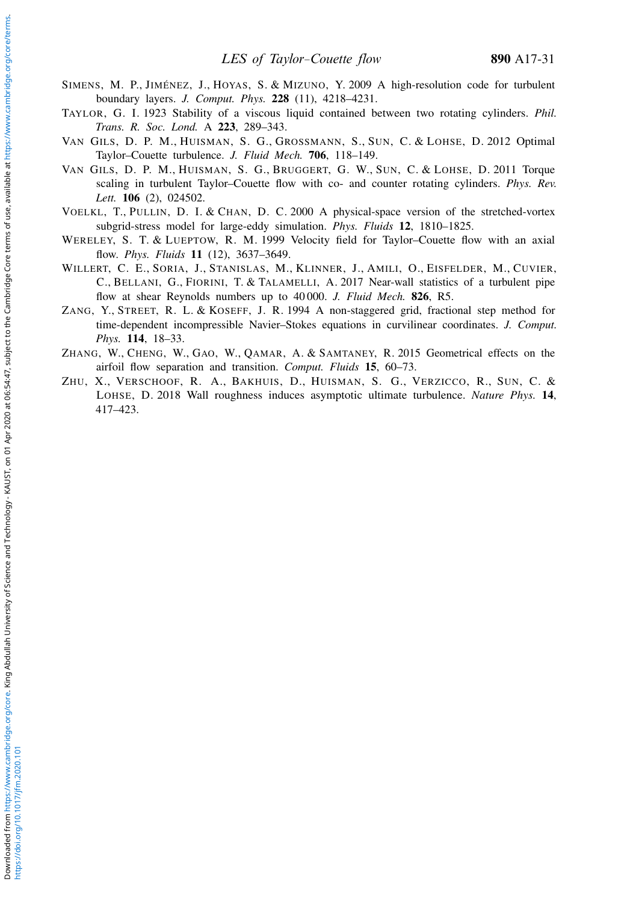SIMENS, M. P., JIMÉNEZ, J., HOYAS, S. & MIZUNO, Y. 2009 A high-resolution code for turbulent boundary layers. *J. Comput. Phys.* **228** (11), 4218–4231.

TAYLOR, G. I. 1923 Stability of a viscous liquid contained between two rotating cylinders. *Phil. Trans. R. Soc. Lond.* A **223**, 289–343.

VAN GILS, D. P. M., HUISMAN, S. G., GROSSMANN, S., SUN, C. & LOHSE, D. 2012 Optimal Taylor–Couette turbulence. *J. Fluid Mech.* **706**, 118–149.

VAN GILS, D. P. M., HUISMAN, S. G., BRUGGERT, G. W., SUN, C. & LOHSE, D. 2011 Torque scaling in turbulent Taylor–Couette flow with co- and counter rotating cylinders. *Phys. Rev. Lett.* **106** (2), 024502.

VOELKL, T., PULLIN, D. I. & CHAN, D. C. 2000 A physical-space version of the stretched-vortex subgrid-stress model for large-eddy simulation. *Phys. Fluids* **12**, 1810–1825.

WERELEY, S. T. & LUEPTOW, R. M. 1999 Velocity field for Taylor–Couette flow with an axial flow. *Phys. Fluids* **11** (12), 3637–3649.

WILLERT, C. E., SORIA, J., STANISLAS, M., KLINNER, J., AMILI, O., EISFELDER, M., CUVIER, C., BELLANI, G., FIORINI, T. & TALAMELLI, A. 2017 Near-wall statistics of a turbulent pipe flow at shear Reynolds numbers up to 40 000. *J. Fluid Mech.* **826**, R5.

ZANG, Y., STREET, R. L. & KOSEFF, J. R. 1994 A non-staggered grid, fractional step method for time-dependent incompressible Navier–Stokes equations in curvilinear coordinates. *J. Comput. Phys.* **114**, 18–33.

ZHANG, W., CHENG, W., GAO, W., QAMAR, A. & SAMTANEY, R. 2015 Geometrical effects on the airfoil flow separation and transition. *Comput. Fluids* **15**, 60–73.

ZHU, X., VERSCHOOF, R. A., BAKHUIS, D., HUISMAN, S. G., VERZICCO, R., SUN, C. & LOHSE, D. 2018 Wall roughness induces asymptotic ultimate turbulence. *Nature Phys.* **14**, 417–423.